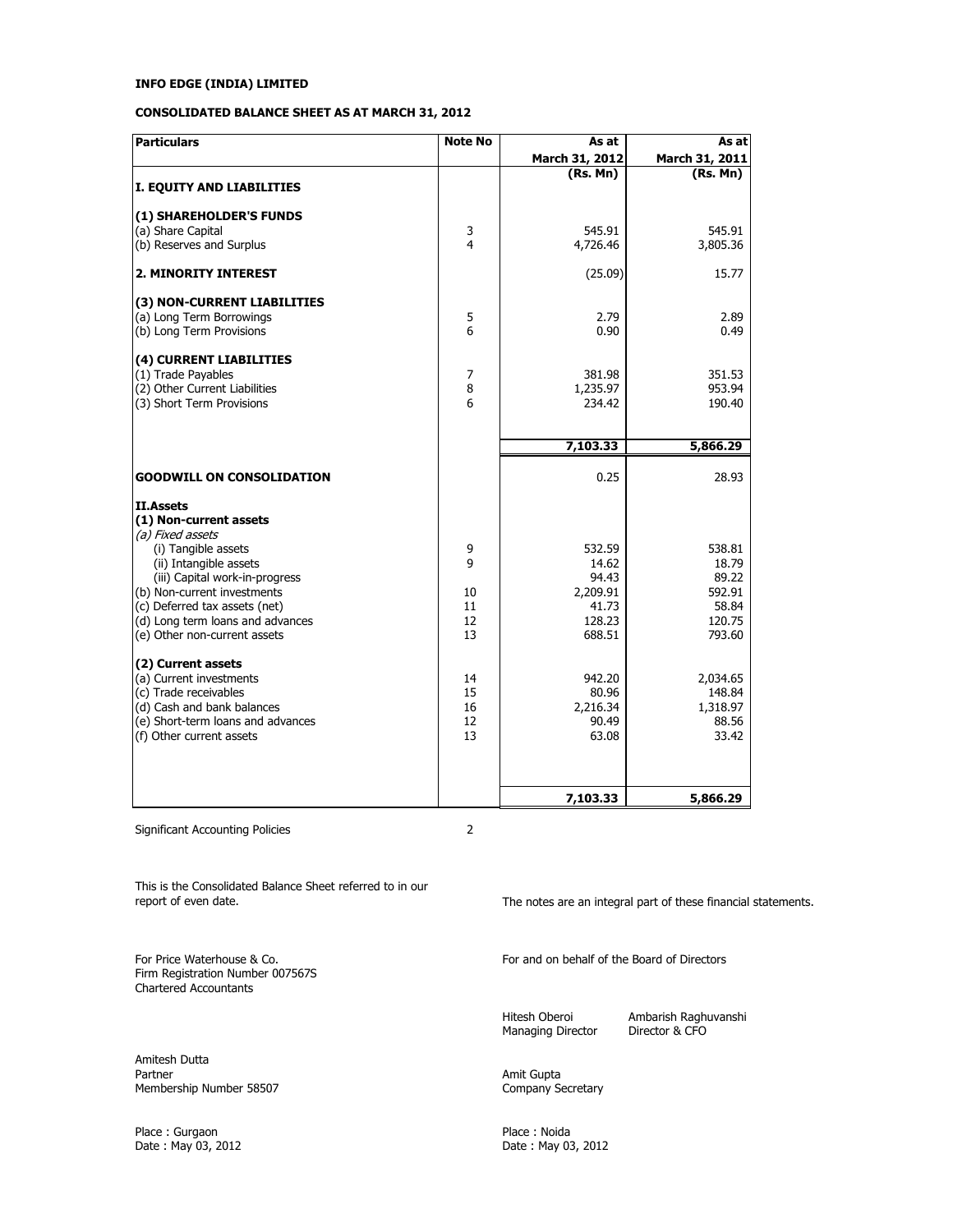**INFO EDGE (INDIA) LIMITED**

**CONSOLIDATED BALANCE SHEET AS AT MARCH 31, 2012**

| Particulars | Note No | As at March 31, 2012 | As at March 31, 2011 |
|---|---|---|---|
| | | (Rs. Mn) | (Rs. Mn) |
| **I. EQUITY AND LIABILITIES** | | | |
| **(1) SHAREHOLDER'S FUNDS** | | | |
| (a) Share Capital | 3 | 545.91 | 545.91 |
| (b) Reserves and Surplus | 4 | 4,726.46 | 3,805.36 |
| **2. MINORITY INTEREST** | | (25.09) | 15.77 |
| **(3) NON-CURRENT LIABILITIES** | | | |
| (a) Long Term Borrowings | 5 | 2.79 | 2.89 |
| (b) Long Term Provisions | 6 | 0.90 | 0.49 |
| **(4) CURRENT LIABILITIES** | | | |
| (1) Trade Payables | 7 | 381.98 | 351.53 |
| (2) Other Current Liabilities | 8 | 1,235.97 | 953.94 |
| (3) Short Term Provisions | 6 | 234.42 | 190.40 |
| | | **7,103.33** | **5,866.29** |
| **GOODWILL ON CONSOLIDATION** | | 0.25 | 28.93 |
| **II.Assets** | | | |
| **(1) Non-current assets** | | | |
| *(a) Fixed assets* | | | |
| (i) Tangible assets | 9 | 532.59 | 538.81 |
| (ii) Intangible assets | 9 | 14.62 | 18.79 |
| (iii) Capital work-in-progress | | 94.43 | 89.22 |
| (b) Non-current investments | 10 | 2,209.91 | 592.91 |
| (c) Deferred tax assets (net) | 11 | 41.73 | 58.84 |
| (d) Long term loans and advances | 12 | 128.23 | 120.75 |
| (e) Other non-current assets | 13 | 688.51 | 793.60 |
| **(2) Current assets** | | | |
| (a) Current investments | 14 | 942.20 | 2,034.65 |
| (c) Trade receivables | 15 | 80.96 | 148.84 |
| (d) Cash and bank balances | 16 | 2,216.34 | 1,318.97 |
| (e) Short-term loans and advances | 12 | 90.49 | 88.56 |
| (f) Other current assets | 13 | 63.08 | 33.42 |
| | | **7,103.33** | **5,866.29** |

Significant Accounting Policies 2

This is the Consolidated Balance Sheet referred to in our report of even date.

The notes are an integral part of these financial statements.

For Price Waterhouse & Co.
Firm Registration Number 007567S
Chartered Accountants

For and on behalf of the Board of Directors

Hitesh Oberoi
Managing Director

Ambarish Raghuvanshi
Director & CFO

Amitesh Dutta
Partner
Membership Number 58507

Amit Gupta
Company Secretary

Place : Gurgaon
Date : May 03, 2012

Place : Noida
Date : May 03, 2012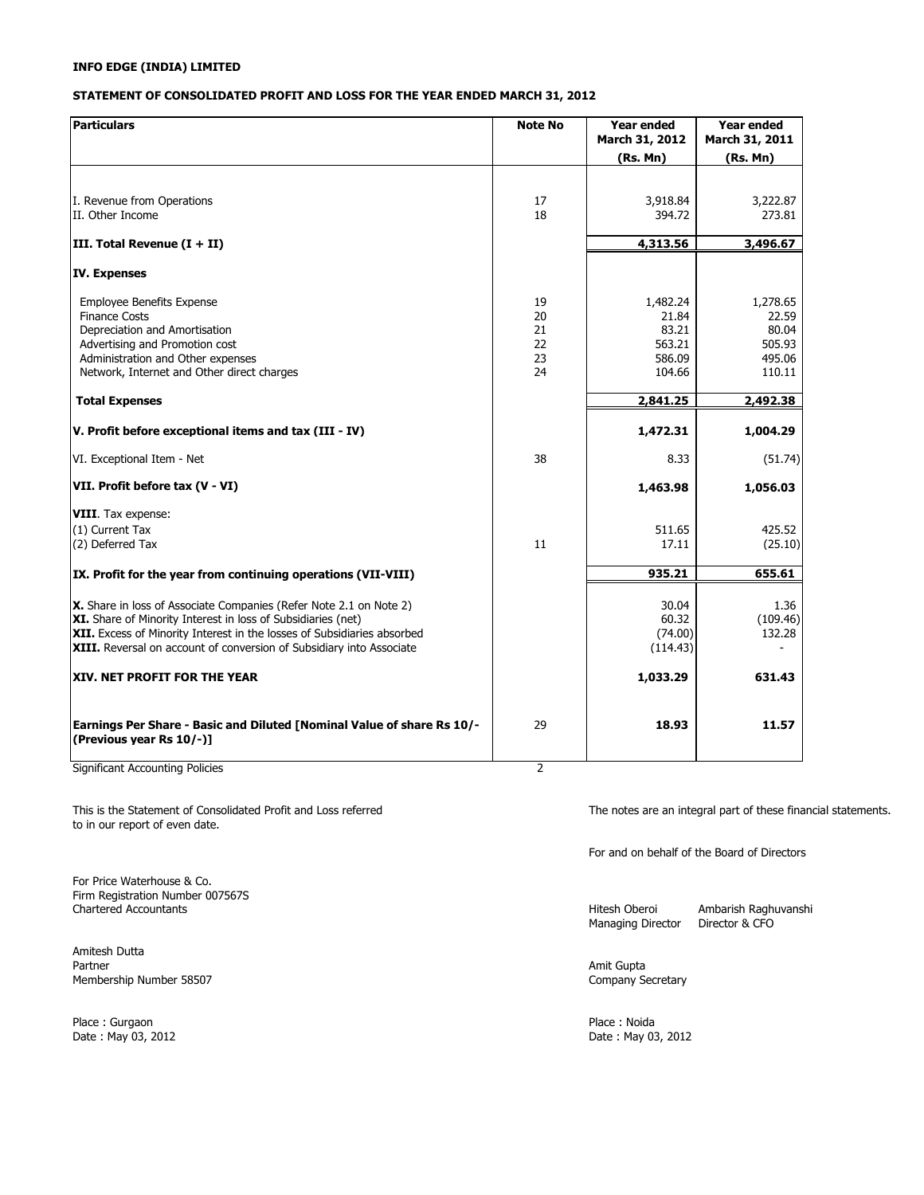**INFO EDGE (INDIA) LIMITED**

**STATEMENT OF CONSOLIDATED PROFIT AND LOSS FOR THE YEAR ENDED MARCH 31, 2012**

| Particulars | Note No | Year ended March 31, 2012 (Rs. Mn) | Year ended March 31, 2011 (Rs. Mn) |
|---|---|---|---|
| I. Revenue from Operations | 17 | 3,918.84 | 3,222.87 |
| II. Other Income | 18 | 394.72 | 273.81 |
| **III. Total Revenue (I + II)** | | **4,313.56** | **3,496.67** |
| **IV. Expenses** | | | |
| Employee Benefits Expense | 19 | 1,482.24 | 1,278.65 |
| Finance Costs | 20 | 21.84 | 22.59 |
| Depreciation and Amortisation | 21 | 83.21 | 80.04 |
| Advertising and Promotion cost | 22 | 563.21 | 505.93 |
| Administration and Other expenses | 23 | 586.09 | 495.06 |
| Network, Internet and Other direct charges | 24 | 104.66 | 110.11 |
| **Total Expenses** | | **2,841.25** | **2,492.38** |
| **V. Profit before exceptional items and tax (III - IV)** | | **1,472.31** | **1,004.29** |
| VI. Exceptional Item - Net | 38 | 8.33 | (51.74) |
| **VII. Profit before tax (V - VI)** | | **1,463.98** | **1,056.03** |
| **VIII**. Tax expense: | | | |
| (1) Current Tax | | 511.65 | 425.52 |
| (2) Deferred Tax | 11 | 17.11 | (25.10) |
| **IX. Profit for the year from continuing operations (VII-VIII)** | | **935.21** | **655.61** |
| **X.** Share in loss of Associate Companies (Refer Note 2.1 on Note 2) | | 30.04 | 1.36 |
| **XI.** Share of Minority Interest in loss of Subsidiaries (net) | | 60.32 | (109.46) |
| **XII.** Excess of Minority Interest in the losses of Subsidiaries absorbed | | (74.00) | 132.28 |
| **XIII.** Reversal on account of conversion of Subsidiary into Associate | | (114.43) | - |
| **XIV. NET PROFIT FOR THE YEAR** | | **1,033.29** | **631.43** |
| **Earnings Per Share - Basic and Diluted [Nominal Value of share Rs 10/- (Previous year Rs 10/-)]** | 29 | **18.93** | **11.57** |
| Significant Accounting Policies | 2 | | |

This is the Statement of Consolidated Profit and Loss referred to in our report of even date.

The notes are an integral part of these financial statements.

For and on behalf of the Board of Directors

For Price Waterhouse & Co.
Firm Registration Number 007567S
Chartered Accountants

Hitesh Oberoi
Managing Director

Ambarish Raghuvanshi
Director & CFO

Amitesh Dutta
Partner
Membership Number 58507

Amit Gupta
Company Secretary

Place : Gurgaon
Date : May 03, 2012

Place : Noida
Date : May 03, 2012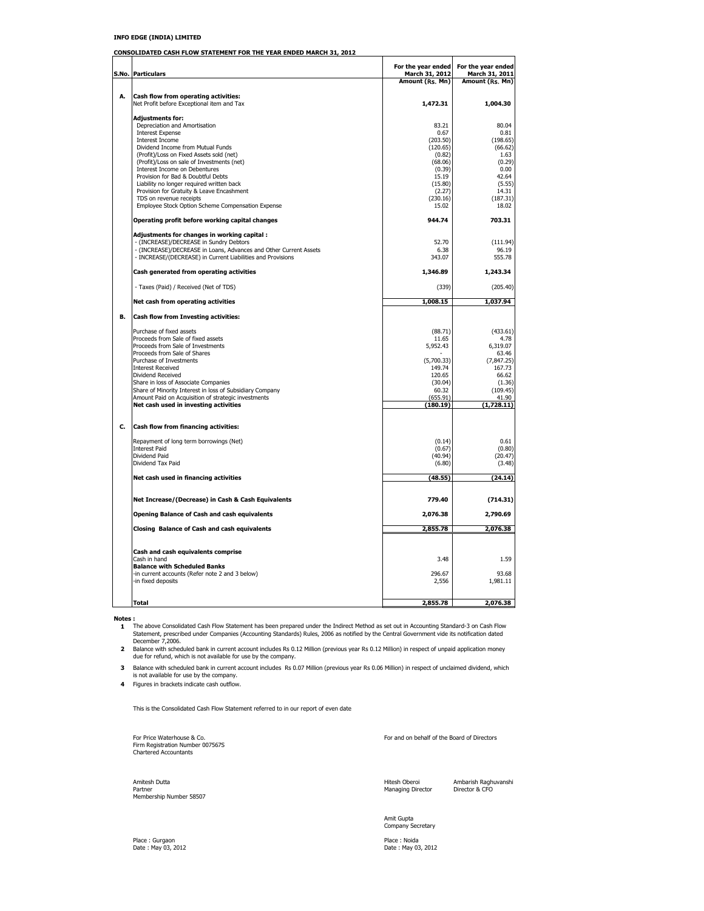**INFO EDGE (INDIA) LIMITED**

**CONSOLIDATED CASH FLOW STATEMENT FOR THE YEAR ENDED MARCH 31, 2012**

| S.No. | Particulars | For the year ended March 31, 2012 Amount (Rs. Mn) | For the year ended March 31, 2011 Amount (Rs. Mn) |
|---|---|---|---|
| **A.** | **Cash flow from operating activities:** | | |
| | Net Profit before Exceptional item and Tax | **1,472.31** | **1,004.30** |
| | **Adjustments for:** | | |
| | Depreciation and Amortisation | 83.21 | 80.04 |
| | Interest Expense | 0.67 | 0.81 |
| | Interest Income | (203.50) | (198.65) |
| | Dividend Income from Mutual Funds | (120.65) | (66.62) |
| | (Profit)/Loss on Fixed Assets sold (net) | (0.82) | 1.63 |
| | (Profit)/Loss on sale of Investments (net) | (68.06) | (0.29) |
| | Interest Income on Debentures | (0.39) | 0.00 |
| | Provision for Bad & Doubtful Debts | 15.19 | 42.64 |
| | Liability no longer required written back | (15.80) | (5.55) |
| | Provision for Gratuity & Leave Encashment | (2.27) | 14.31 |
| | TDS on revenue receipts | (230.16) | (187.31) |
| | Employee Stock Option Scheme Compensation Expense | 15.02 | 18.02 |
| | **Operating profit before working capital changes** | **944.74** | **703.31** |
| | **Adjustments for changes in working capital :** | | |
| | - (INCREASE)/DECREASE in Sundry Debtors | 52.70 | (111.94) |
| | - (INCREASE)/DECREASE in Loans, Advances and Other Current Assets | 6.38 | 96.19 |
| | - INCREASE/(DECREASE) in Current Liabilities and Provisions | 343.07 | 555.78 |
| | **Cash generated from operating activities** | **1,346.89** | **1,243.34** |
| | - Taxes (Paid) / Received (Net of TDS) | (339) | (205.40) |
| | **Net cash from operating activities** | **1,008.15** | **1,037.94** |
| **B.** | **Cash flow from Investing activities:** | | |
| | Purchase of fixed assets | (88.71) | (433.61) |
| | Proceeds from Sale of fixed assets | 11.65 | 4.78 |
| | Proceeds from Sale of Investments | 5,952.43 | 6,319.07 |
| | Proceeds from Sale of Shares | - | 63.46 |
| | Purchase of Investments | (5,700.33) | (7,847.25) |
| | Interest Received | 149.74 | 167.73 |
| | Dividend Received | 120.65 | 66.62 |
| | Share in loss of Associate Companies | (30.04) | (1.36) |
| | Share of Minority Interest in loss of Subsidiary Company | 60.32 | (109.45) |
| | Amount Paid on Acquisition of strategic investments | (655.91) | 41.90 |
| | **Net cash used in investing activities** | **(180.19)** | **(1,728.11)** |
| **C.** | **Cash flow from financing activities:** | | |
| | Repayment of long term borrowings (Net) | (0.14) | 0.61 |
| | Interest Paid | (0.67) | (0.80) |
| | Dividend Paid | (40.94) | (20.47) |
| | Dividend Tax Paid | (6.80) | (3.48) |
| | **Net cash used in financing activities** | **(48.55)** | **(24.14)** |
| | **Net Increase/(Decrease) in Cash & Cash Equivalents** | **779.40** | **(714.31)** |
| | **Opening Balance of Cash and cash equivalents** | **2,076.38** | **2,790.69** |
| | **Closing Balance of Cash and cash equivalents** | **2,855.78** | **2,076.38** |
| | **Cash and cash equivalents comprise** | | |
| | Cash in hand | 3.48 | 1.59 |
| | **Balance with Scheduled Banks** | | |
| | -in current accounts (Refer note 2 and 3 below) | 296.67 | 93.68 |
| | -in fixed deposits | 2,556 | 1,981.11 |
| | **Total** | **2,855.78** | **2,076.38** |

**Notes :**

1. The above Consolidated Cash Flow Statement has been prepared under the Indirect Method as set out in Accounting Standard-3 on Cash Flow Statement, prescribed under Companies (Accounting Standards) Rules, 2006 as notified by the Central Government vide its notification dated December 7,2006.
2. Balance with scheduled bank in current account includes Rs 0.12 Million (previous year Rs 0.12 Million) in respect of unpaid application money due for refund, which is not available for use by the company.
3. Balance with scheduled bank in current account includes Rs 0.07 Million (previous year Rs 0.06 Million) in respect of unclaimed dividend, which is not available for use by the company.
4. Figures in brackets indicate cash outflow.

This is the Consolidated Cash Flow Statement referred to in our report of even date

For Price Waterhouse & Co.
Firm Registration Number 007567S
Chartered Accountants

Amitesh Dutta
Partner
Membership Number 58507

Place : Gurgaon
Date : May 03, 2012

For and on behalf of the Board of Directors

Hitesh Oberoi
Managing Director

Ambarish Raghuvanshi
Director & CFO

Amit Gupta
Company Secretary

Place : Noida
Date : May 03, 2012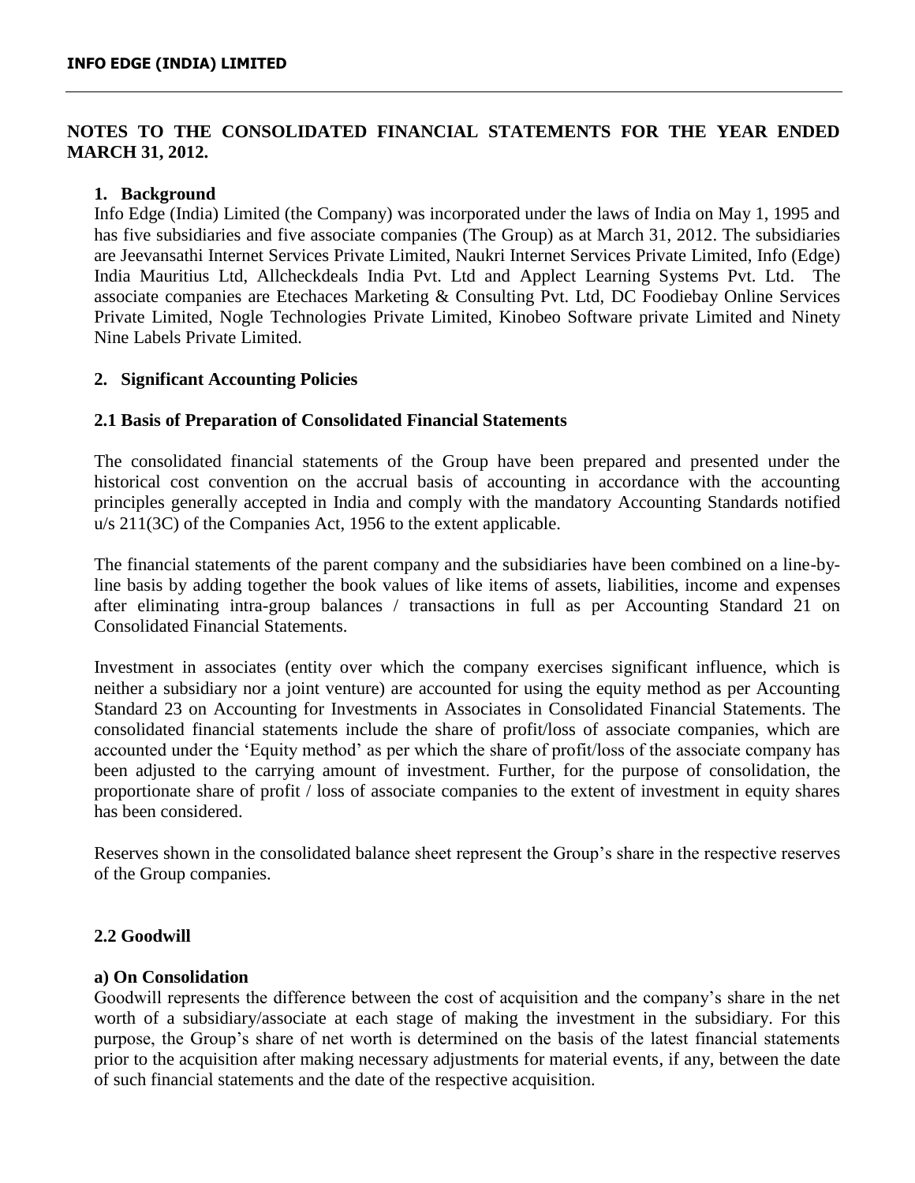## NOTES TO THE CONSOLIDATED FINANCIAL STATEMENTS FOR THE YEAR ENDED MARCH 31, 2012.

### 1. Background

Info Edge (India) Limited (the Company) was incorporated under the laws of India on May 1, 1995 and has five subsidiaries and five associate companies (The Group) as at March 31, 2012. The subsidiaries are Jeevansathi Internet Services Private Limited, Naukri Internet Services Private Limited, Info (Edge) India Mauritius Ltd, Allcheckdeals India Pvt. Ltd and Applect Learning Systems Pvt. Ltd. The associate companies are Etechaces Marketing & Consulting Pvt. Ltd, DC Foodiebay Online Services Private Limited, Nogle Technologies Private Limited, Kinobeo Software private Limited and Ninety Nine Labels Private Limited.

### 2. Significant Accounting Policies

#### 2.1 Basis of Preparation of Consolidated Financial Statements

The consolidated financial statements of the Group have been prepared and presented under the historical cost convention on the accrual basis of accounting in accordance with the accounting principles generally accepted in India and comply with the mandatory Accounting Standards notified u/s 211(3C) of the Companies Act, 1956 to the extent applicable.

The financial statements of the parent company and the subsidiaries have been combined on a line-by-line basis by adding together the book values of like items of assets, liabilities, income and expenses after eliminating intra-group balances / transactions in full as per Accounting Standard 21 on Consolidated Financial Statements.

Investment in associates (entity over which the company exercises significant influence, which is neither a subsidiary nor a joint venture) are accounted for using the equity method as per Accounting Standard 23 on Accounting for Investments in Associates in Consolidated Financial Statements. The consolidated financial statements include the share of profit/loss of associate companies, which are accounted under the 'Equity method' as per which the share of profit/loss of the associate company has been adjusted to the carrying amount of investment. Further, for the purpose of consolidation, the proportionate share of profit / loss of associate companies to the extent of investment in equity shares has been considered.

Reserves shown in the consolidated balance sheet represent the Group's share in the respective reserves of the Group companies.

#### 2.2 Goodwill

**a) On Consolidation**

Goodwill represents the difference between the cost of acquisition and the company's share in the net worth of a subsidiary/associate at each stage of making the investment in the subsidiary. For this purpose, the Group's share of net worth is determined on the basis of the latest financial statements prior to the acquisition after making necessary adjustments for material events, if any, between the date of such financial statements and the date of the respective acquisition.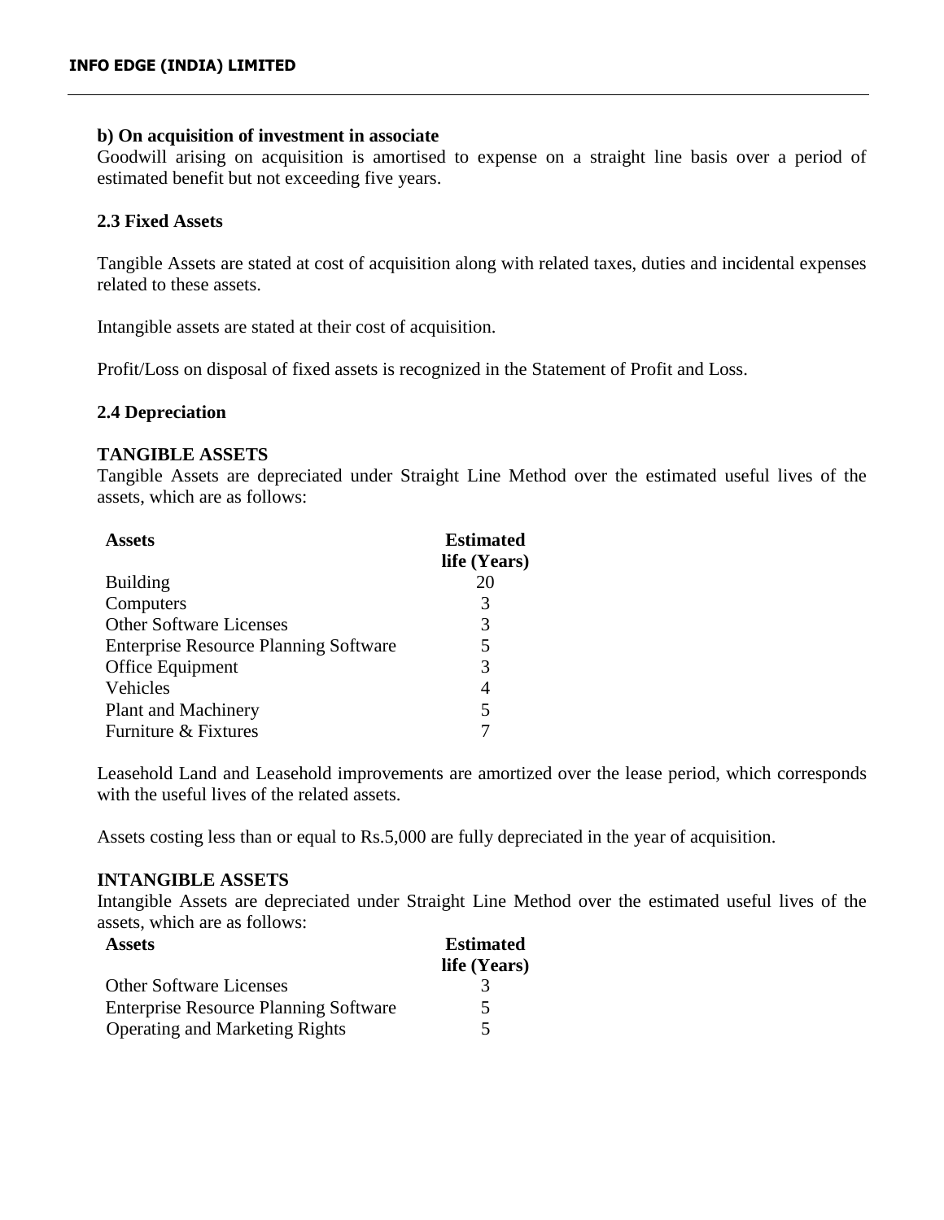**b) On acquisition of investment in associate**

Goodwill arising on acquisition is amortised to expense on a straight line basis over a period of estimated benefit but not exceeding five years.

### 2.3 Fixed Assets

Tangible Assets are stated at cost of acquisition along with related taxes, duties and incidental expenses related to these assets.

Intangible assets are stated at their cost of acquisition.

Profit/Loss on disposal of fixed assets is recognized in the Statement of Profit and Loss.

### 2.4 Depreciation

**TANGIBLE ASSETS**

Tangible Assets are depreciated under Straight Line Method over the estimated useful lives of the assets, which are as follows:

| Assets | Estimated life (Years) |
|---|---|
| Building | 20 |
| Computers | 3 |
| Other Software Licenses | 3 |
| Enterprise Resource Planning Software | 5 |
| Office Equipment | 3 |
| Vehicles | 4 |
| Plant and Machinery | 5 |
| Furniture & Fixtures | 7 |

Leasehold Land and Leasehold improvements are amortized over the lease period, which corresponds with the useful lives of the related assets.

Assets costing less than or equal to Rs.5,000 are fully depreciated in the year of acquisition.

**INTANGIBLE ASSETS**

Intangible Assets are depreciated under Straight Line Method over the estimated useful lives of the assets, which are as follows:

| Assets | Estimated life (Years) |
|---|---|
| Other Software Licenses | 3 |
| Enterprise Resource Planning Software | 5 |
| Operating and Marketing Rights | 5 |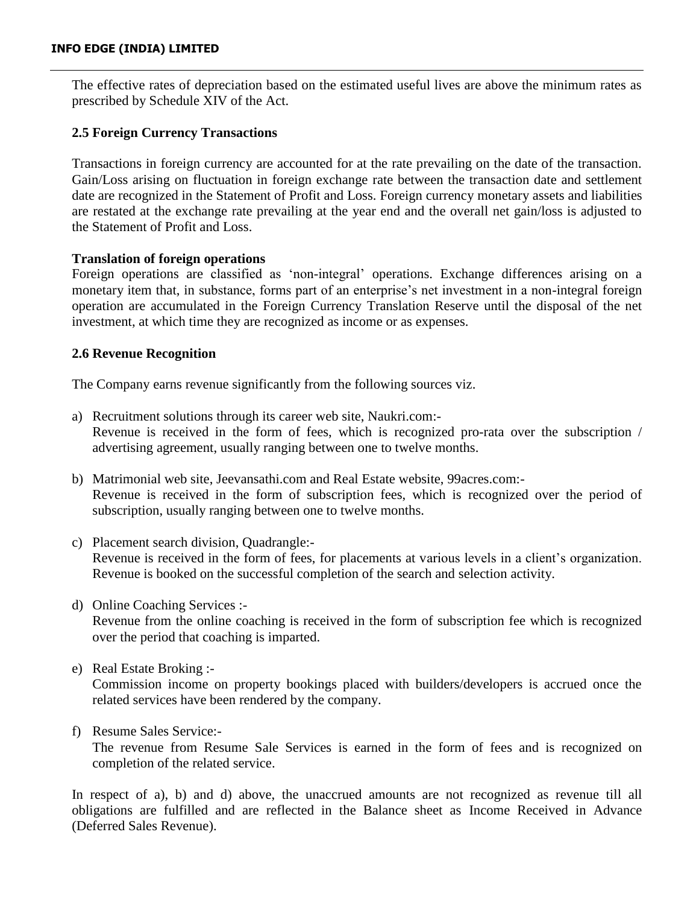The effective rates of depreciation based on the estimated useful lives are above the minimum rates as prescribed by Schedule XIV of the Act.

### 2.5 Foreign Currency Transactions

Transactions in foreign currency are accounted for at the rate prevailing on the date of the transaction. Gain/Loss arising on fluctuation in foreign exchange rate between the transaction date and settlement date are recognized in the Statement of Profit and Loss. Foreign currency monetary assets and liabilities are restated at the exchange rate prevailing at the year end and the overall net gain/loss is adjusted to the Statement of Profit and Loss.

**Translation of foreign operations**

Foreign operations are classified as 'non-integral' operations. Exchange differences arising on a monetary item that, in substance, forms part of an enterprise's net investment in a non-integral foreign operation are accumulated in the Foreign Currency Translation Reserve until the disposal of the net investment, at which time they are recognized as income or as expenses.

### 2.6 Revenue Recognition

The Company earns revenue significantly from the following sources viz.

a) Recruitment solutions through its career web site, Naukri.com:-
   Revenue is received in the form of fees, which is recognized pro-rata over the subscription / advertising agreement, usually ranging between one to twelve months.

b) Matrimonial web site, Jeevansathi.com and Real Estate website, 99acres.com:-
   Revenue is received in the form of subscription fees, which is recognized over the period of subscription, usually ranging between one to twelve months.

c) Placement search division, Quadrangle:-
   Revenue is received in the form of fees, for placements at various levels in a client's organization. Revenue is booked on the successful completion of the search and selection activity.

d) Online Coaching Services :-
   Revenue from the online coaching is received in the form of subscription fee which is recognized over the period that coaching is imparted.

e) Real Estate Broking :-
   Commission income on property bookings placed with builders/developers is accrued once the related services have been rendered by the company.

f) Resume Sales Service:-
   The revenue from Resume Sale Services is earned in the form of fees and is recognized on completion of the related service.

In respect of a), b) and d) above, the unaccrued amounts are not recognized as revenue till all obligations are fulfilled and are reflected in the Balance sheet as Income Received in Advance (Deferred Sales Revenue).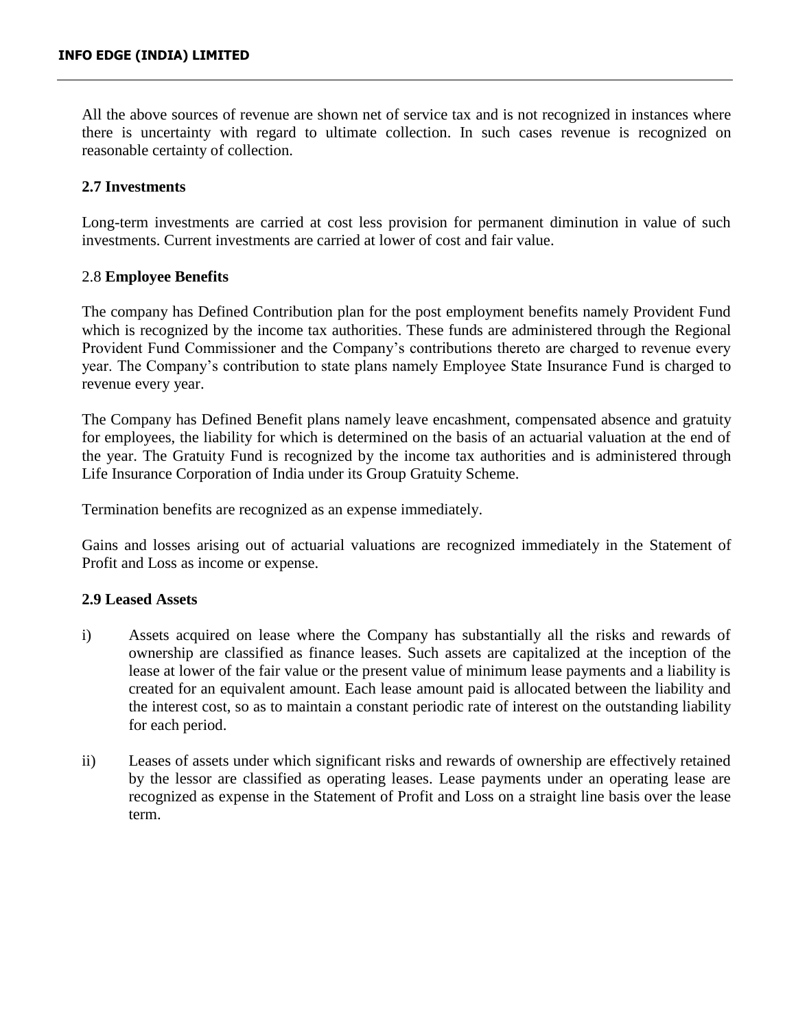All the above sources of revenue are shown net of service tax and is not recognized in instances where there is uncertainty with regard to ultimate collection. In such cases revenue is recognized on reasonable certainty of collection.

### 2.7 Investments

Long-term investments are carried at cost less provision for permanent diminution in value of such investments. Current investments are carried at lower of cost and fair value.

### 2.8 Employee Benefits

The company has Defined Contribution plan for the post employment benefits namely Provident Fund which is recognized by the income tax authorities. These funds are administered through the Regional Provident Fund Commissioner and the Company's contributions thereto are charged to revenue every year. The Company's contribution to state plans namely Employee State Insurance Fund is charged to revenue every year.

The Company has Defined Benefit plans namely leave encashment, compensated absence and gratuity for employees, the liability for which is determined on the basis of an actuarial valuation at the end of the year. The Gratuity Fund is recognized by the income tax authorities and is administered through Life Insurance Corporation of India under its Group Gratuity Scheme.

Termination benefits are recognized as an expense immediately.

Gains and losses arising out of actuarial valuations are recognized immediately in the Statement of Profit and Loss as income or expense.

### 2.9 Leased Assets

i) Assets acquired on lease where the Company has substantially all the risks and rewards of ownership are classified as finance leases. Such assets are capitalized at the inception of the lease at lower of the fair value or the present value of minimum lease payments and a liability is created for an equivalent amount. Each lease amount paid is allocated between the liability and the interest cost, so as to maintain a constant periodic rate of interest on the outstanding liability for each period.

ii) Leases of assets under which significant risks and rewards of ownership are effectively retained by the lessor are classified as operating leases. Lease payments under an operating lease are recognized as expense in the Statement of Profit and Loss on a straight line basis over the lease term.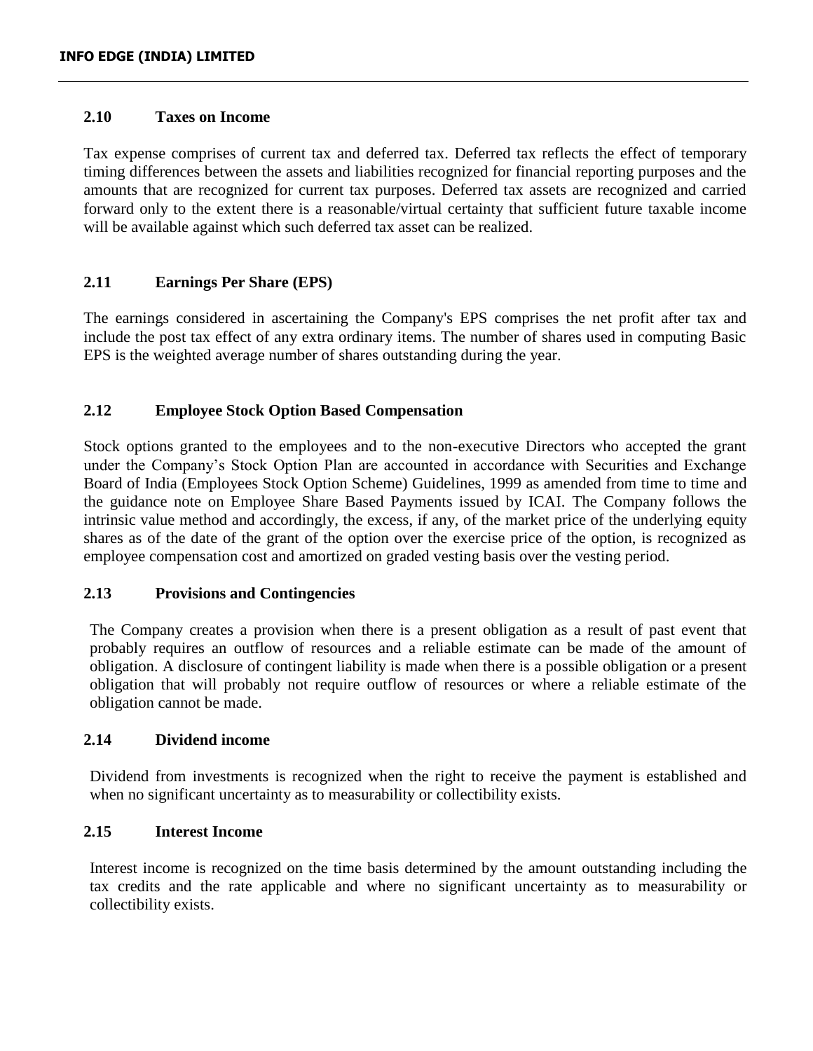### 2.10 Taxes on Income

Tax expense comprises of current tax and deferred tax. Deferred tax reflects the effect of temporary timing differences between the assets and liabilities recognized for financial reporting purposes and the amounts that are recognized for current tax purposes. Deferred tax assets are recognized and carried forward only to the extent there is a reasonable/virtual certainty that sufficient future taxable income will be available against which such deferred tax asset can be realized.

### 2.11 Earnings Per Share (EPS)

The earnings considered in ascertaining the Company's EPS comprises the net profit after tax and include the post tax effect of any extra ordinary items. The number of shares used in computing Basic EPS is the weighted average number of shares outstanding during the year.

### 2.12 Employee Stock Option Based Compensation

Stock options granted to the employees and to the non-executive Directors who accepted the grant under the Company's Stock Option Plan are accounted in accordance with Securities and Exchange Board of India (Employees Stock Option Scheme) Guidelines, 1999 as amended from time to time and the guidance note on Employee Share Based Payments issued by ICAI. The Company follows the intrinsic value method and accordingly, the excess, if any, of the market price of the underlying equity shares as of the date of the grant of the option over the exercise price of the option, is recognized as employee compensation cost and amortized on graded vesting basis over the vesting period.

### 2.13 Provisions and Contingencies

The Company creates a provision when there is a present obligation as a result of past event that probably requires an outflow of resources and a reliable estimate can be made of the amount of obligation. A disclosure of contingent liability is made when there is a possible obligation or a present obligation that will probably not require outflow of resources or where a reliable estimate of the obligation cannot be made.

### 2.14 Dividend income

Dividend from investments is recognized when the right to receive the payment is established and when no significant uncertainty as to measurability or collectibility exists.

### 2.15 Interest Income

Interest income is recognized on the time basis determined by the amount outstanding including the tax credits and the rate applicable and where no significant uncertainty as to measurability or collectibility exists.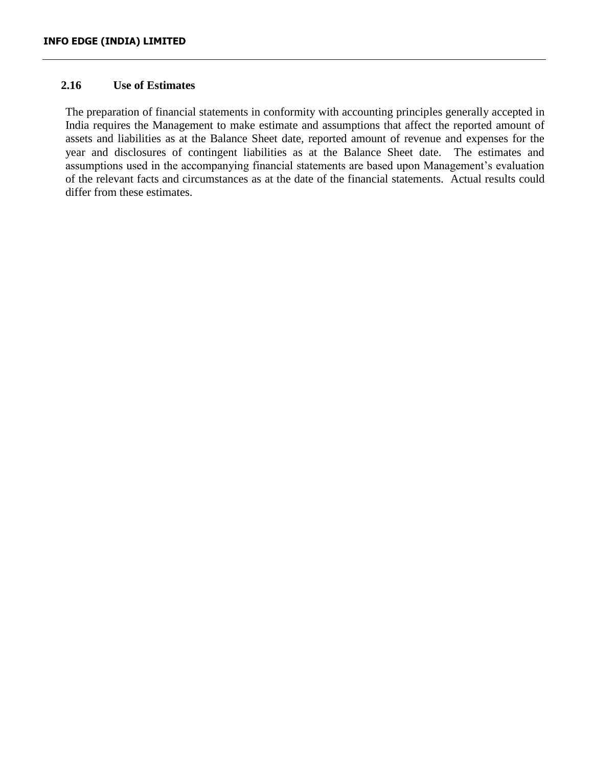### 2.16 Use of Estimates

The preparation of financial statements in conformity with accounting principles generally accepted in India requires the Management to make estimate and assumptions that affect the reported amount of assets and liabilities as at the Balance Sheet date, reported amount of revenue and expenses for the year and disclosures of contingent liabilities as at the Balance Sheet date. The estimates and assumptions used in the accompanying financial statements are based upon Management's evaluation of the relevant facts and circumstances as at the date of the financial statements. Actual results could differ from these estimates.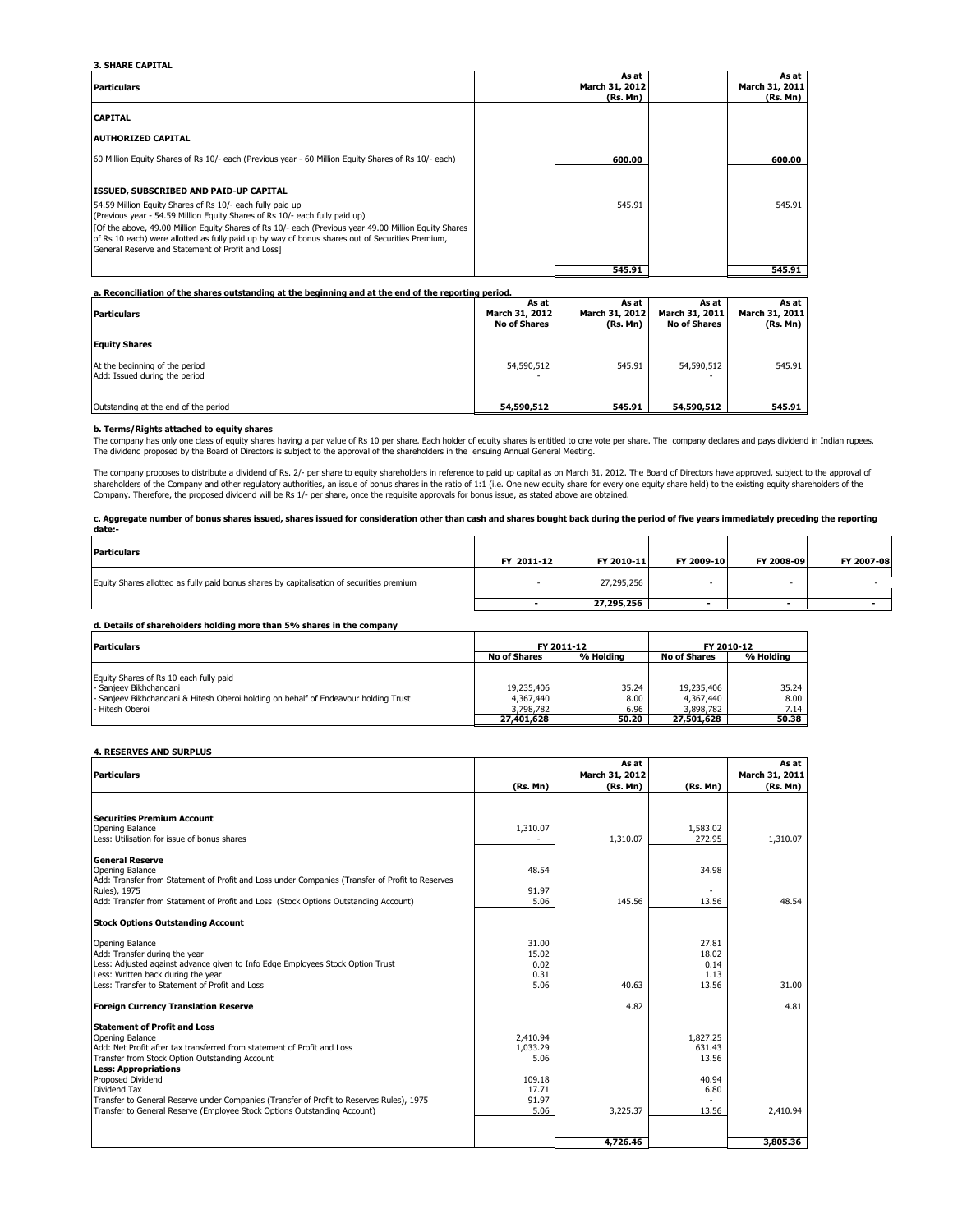### 3. SHARE CAPITAL

| Particulars | As at March 31, 2012 (Rs. Mn) | As at March 31, 2011 (Rs. Mn) |
|---|---|---|
| **CAPITAL** | | |
| **AUTHORIZED CAPITAL** | | |
| 60 Million Equity Shares of Rs 10/- each (Previous year - 60 Million Equity Shares of Rs 10/- each) | **600.00** | **600.00** |
| **ISSUED, SUBSCRIBED AND PAID-UP CAPITAL** | | |
| 54.59 Million Equity Shares of Rs 10/- each fully paid up (Previous year - 54.59 Million Equity Shares of Rs 10/- each fully paid up) | 545.91 | 545.91 |
| [Of the above, 49.00 Million Equity Shares of Rs 10/- each (Previous year 49.00 Million Equity Shares of Rs 10 each) were allotted as fully paid up by way of bonus shares out of Securities Premium, General Reserve and Statement of Profit and Loss] | | |
| | **545.91** | **545.91** |

**a. Reconciliation of the shares outstanding at the beginning and at the end of the reporting period.**

| Particulars | As at March 31, 2012 No of Shares | As at March 31, 2012 (Rs. Mn) | As at March 31, 2011 No of Shares | As at March 31, 2011 (Rs. Mn) |
|---|---|---|---|---|
| **Equity Shares** | | | | |
| At the beginning of the period | 54,590,512 | 545.91 | 54,590,512 | 545.91 |
| Add: Issued during the period | - | | - | |
| Outstanding at the end of the period | **54,590,512** | **545.91** | **54,590,512** | **545.91** |

**b. Terms/Rights attached to equity shares**

The company has only one class of equity shares having a par value of Rs 10 per share. Each holder of equity shares is entitled to one vote per share. The company declares and pays dividend in Indian rupees. The dividend proposed by the Board of Directors is subject to the approval of the shareholders in the ensuing Annual General Meeting.

The company proposes to distribute a dividend of Rs. 2/- per share to equity shareholders in reference to paid up capital as on March 31, 2012. The Board of Directors have approved, subject to the approval of shareholders of the Company and other regulatory authorities, an issue of bonus shares in the ratio of 1:1 (i.e. One new equity share for every one equity share held) to the existing equity shareholders of the Company. Therefore, the proposed dividend will be Rs 1/- per share, once the requisite approvals for bonus issue, as stated above are obtained.

**c. Aggregate number of bonus shares issued, shares issued for consideration other than cash and shares bought back during the period of five years immediately preceding the reporting date:-**

| Particulars | FY 2011-12 | FY 2010-11 | FY 2009-10 | FY 2008-09 | FY 2007-08 |
|---|---|---|---|---|---|
| Equity Shares allotted as fully paid bonus shares by capitalisation of securities premium | - | 27,295,256 | - | - | - |
| | **-** | **27,295,256** | **-** | **-** | **-** |

**d. Details of shareholders holding more than 5% shares in the company**

| Particulars | FY 2011-12 | | FY 2010-12 | |
|---|---|---|---|---|
| | No of Shares | % Holding | No of Shares | % Holding |
| Equity Shares of Rs 10 each fully paid | | | | |
| - Sanjeev Bikhchandani | 19,235,406 | 35.24 | 19,235,406 | 35.24 |
| - Sanjeev Bikhchandani & Hitesh Oberoi holding on behalf of Endeavour holding Trust | 4,367,440 | 8.00 | 4,367,440 | 8.00 |
| - Hitesh Oberoi | 3,798,782 | 6.96 | 3,898,782 | 7.14 |
| | **27,401,628** | **50.20** | **27,501,628** | **50.38** |

### 4. RESERVES AND SURPLUS

| Particulars | (Rs. Mn) | As at March 31, 2012 (Rs. Mn) | (Rs. Mn) | As at March 31, 2011 (Rs. Mn) |
|---|---|---|---|---|
| **Securities Premium Account** | | | | |
| Opening Balance | 1,310.07 | | 1,583.02 | |
| Less: Utilisation for issue of bonus shares | - | 1,310.07 | 272.95 | 1,310.07 |
| **General Reserve** | | | | |
| Opening Balance | 48.54 | | 34.98 | |
| Add: Transfer from Statement of Profit and Loss under Companies (Transfer of Profit to Reserves Rules), 1975 | 91.97 | | - | |
| Add: Transfer from Statement of Profit and Loss (Stock Options Outstanding Account) | 5.06 | 145.56 | 13.56 | 48.54 |
| **Stock Options Outstanding Account** | | | | |
| Opening Balance | 31.00 | | 27.81 | |
| Add: Transfer during the year | 15.02 | | 18.02 | |
| Less: Adjusted against advance given to Info Edge Employees Stock Option Trust | 0.02 | | 0.14 | |
| Less: Written back during the year | 0.31 | | 1.13 | |
| Less: Transfer to Statement of Profit and Loss | 5.06 | 40.63 | 13.56 | 31.00 |
| **Foreign Currency Translation Reserve** | | 4.82 | | 4.81 |
| **Statement of Profit and Loss** | | | | |
| Opening Balance | 2,410.94 | | 1,827.25 | |
| Add: Net Profit after tax transferred from statement of Profit and Loss | 1,033.29 | | 631.43 | |
| Transfer from Stock Option Outstanding Account | 5.06 | | 13.56 | |
| **Less: Appropriations** | | | | |
| Proposed Dividend | 109.18 | | 40.94 | |
| Dividend Tax | 17.71 | | 6.80 | |
| Transfer to General Reserve under Companies (Transfer of Profit to Reserves Rules), 1975 | 91.97 | | - | |
| Transfer to General Reserve (Employee Stock Options Outstanding Account) | 5.06 | 3,225.37 | 13.56 | 2,410.94 |
| | | **4,726.46** | | **3,805.36** |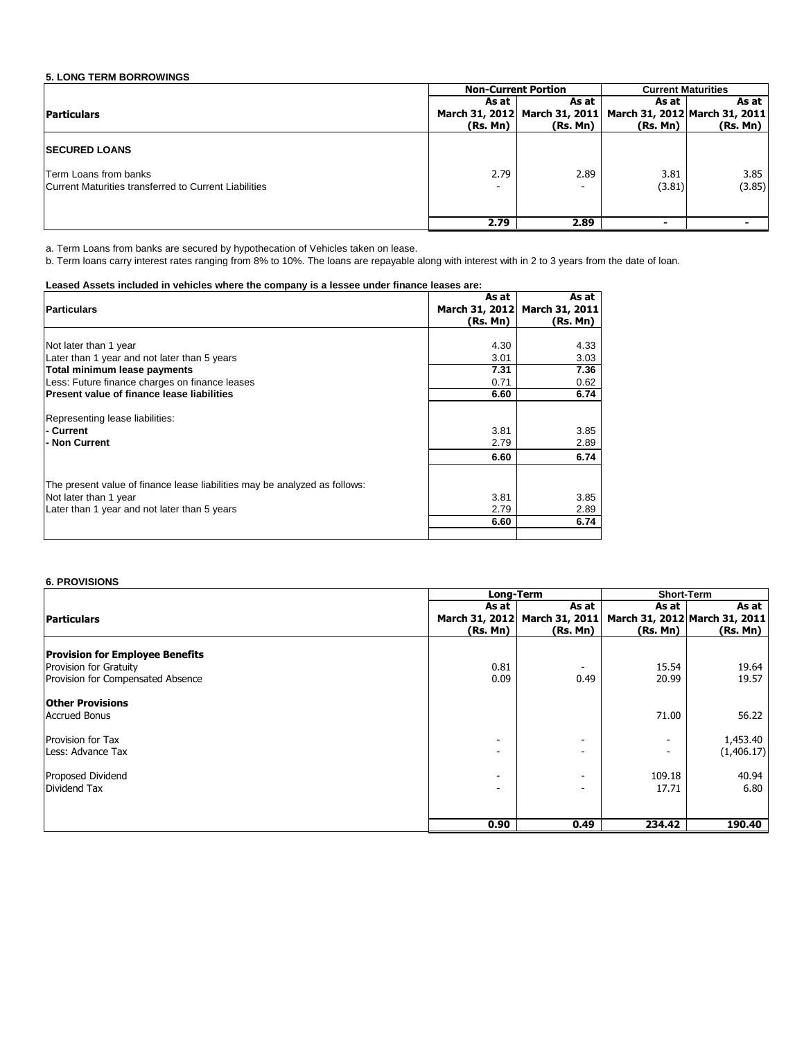## 5. LONG TERM BORROWINGS

| Particulars | Non-Current Portion | | Current Maturities | |
|---|---|---|---|---|
| | As at March 31, 2012 (Rs. Mn) | As at March 31, 2011 (Rs. Mn) | As at March 31, 2012 (Rs. Mn) | As at March 31, 2011 (Rs. Mn) |
| **SECURED LOANS** | | | | |
| Term Loans from banks | 2.79 | 2.89 | 3.81 | 3.85 |
| Current Maturities transferred to Current Liabilities | - | - | (3.81) | (3.85) |
| | **2.79** | **2.89** | - | - |

a. Term Loans from banks are secured by hypothecation of Vehicles taken on lease.

b. Term loans carry interest rates ranging from 8% to 10%. The loans are repayable along with interest with in 2 to 3 years from the date of loan.

**Leased Assets included in vehicles where the company is a lessee under finance leases are:**

| Particulars | As at March 31, 2012 (Rs. Mn) | As at March 31, 2011 (Rs. Mn) |
|---|---|---|
| Not later than 1 year | 4.30 | 4.33 |
| Later than 1 year and not later than 5 years | 3.01 | 3.03 |
| **Total minimum lease payments** | **7.31** | **7.36** |
| Less: Future finance charges on finance leases | 0.71 | 0.62 |
| **Present value of finance lease liabilities** | **6.60** | **6.74** |
| Representing lease liabilities: | | |
| **- Current** | 3.81 | 3.85 |
| **- Non Current** | 2.79 | 2.89 |
| | **6.60** | **6.74** |
| The present value of finance lease liabilities may be analyzed as follows: | | |
| Not later than 1 year | 3.81 | 3.85 |
| Later than 1 year and not later than 5 years | 2.79 | 2.89 |
| | **6.60** | **6.74** |

## 6. PROVISIONS

| Particulars | Long-Term | | Short-Term | |
|---|---|---|---|---|
| | As at March 31, 2012 (Rs. Mn) | As at March 31, 2011 (Rs. Mn) | As at March 31, 2012 (Rs. Mn) | As at March 31, 2011 (Rs. Mn) |
| **Provision for Employee Benefits** | | | | |
| Provision for Gratuity | 0.81 | - | 15.54 | 19.64 |
| Provision for Compensated Absence | 0.09 | 0.49 | 20.99 | 19.57 |
| **Other Provisions** | | | | |
| Accrued Bonus | | | 71.00 | 56.22 |
| Provision for Tax | - | - | - | 1,453.40 |
| Less: Advance Tax | - | - | - | (1,406.17) |
| Proposed Dividend | - | - | 109.18 | 40.94 |
| Dividend Tax | - | - | 17.71 | 6.80 |
| | **0.90** | **0.49** | **234.42** | **190.40** |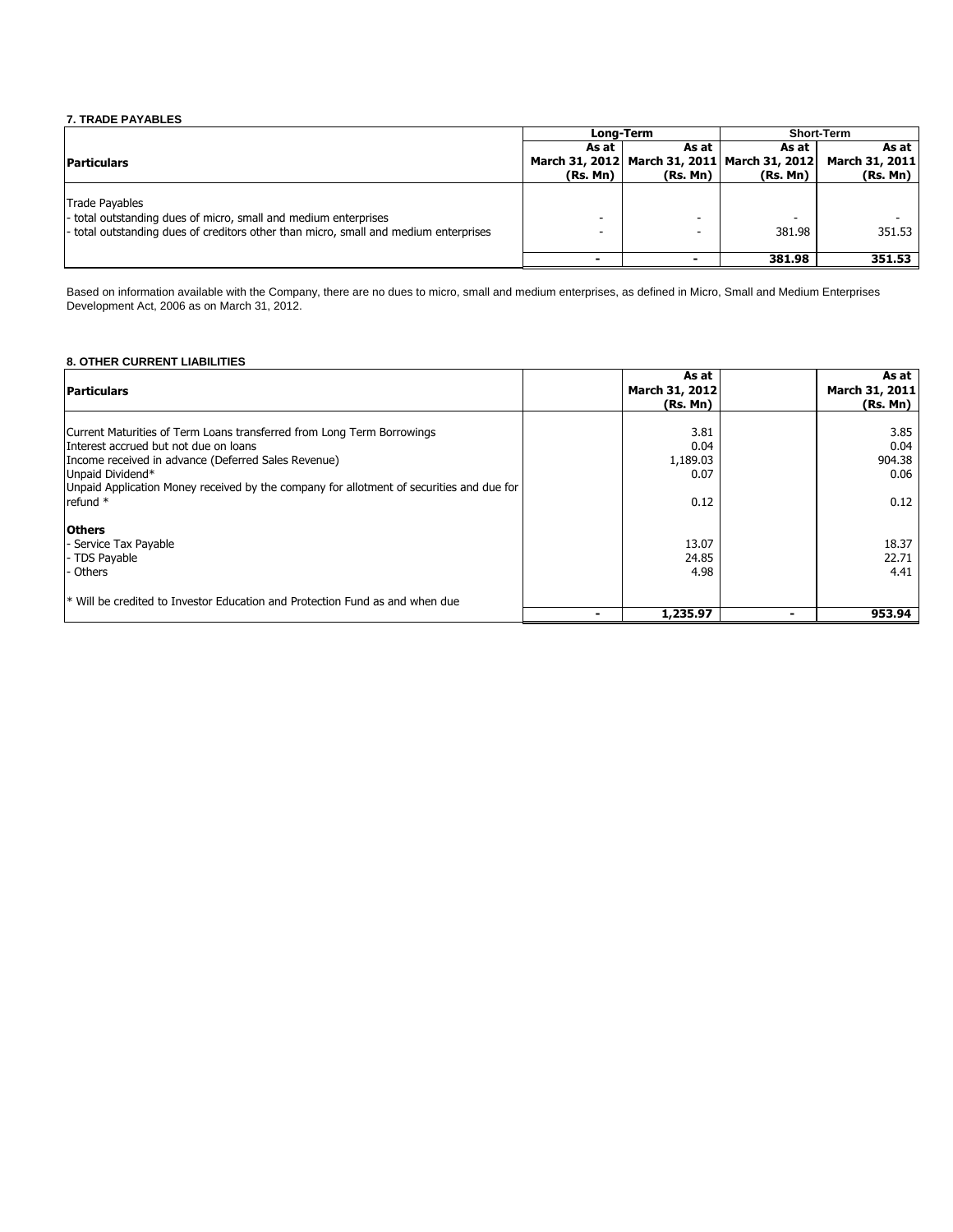**7. TRADE PAYABLES**

| Particulars | Long-Term | | Short-Term | |
|---|---|---|---|---|
| | As at March 31, 2012 (Rs. Mn) | As at March 31, 2011 (Rs. Mn) | As at March 31, 2012 (Rs. Mn) | As at March 31, 2011 (Rs. Mn) |
| Trade Payables | | | | |
| - total outstanding dues of micro, small and medium enterprises | - | - | - | - |
| - total outstanding dues of creditors other than micro, small and medium enterprises | - | - | 381.98 | 351.53 |
| | **-** | **-** | **381.98** | **351.53** |

Based on information available with the Company, there are no dues to micro, small and medium enterprises, as defined in Micro, Small and Medium Enterprises Development Act, 2006 as on March 31, 2012.

**8. OTHER CURRENT LIABILITIES**

| Particulars | | As at March 31, 2012 (Rs. Mn) | | As at March 31, 2011 (Rs. Mn) |
|---|---|---|---|---|
| Current Maturities of Term Loans transferred from Long Term Borrowings | | 3.81 | | 3.85 |
| Interest accrued but not due on loans | | 0.04 | | 0.04 |
| Income received in advance (Deferred Sales Revenue) | | 1,189.03 | | 904.38 |
| Unpaid Dividend* | | 0.07 | | 0.06 |
| Unpaid Application Money received by the company for allotment of securities and due for refund * | | 0.12 | | 0.12 |
| **Others** | | | | |
| - Service Tax Payable | | 13.07 | | 18.37 |
| - TDS Payable | | 24.85 | | 22.71 |
| - Others | | 4.98 | | 4.41 |
| * Will be credited to Investor Education and Protection Fund as and when due | | | | |
| | **-** | **1,235.97** | **-** | **953.94** |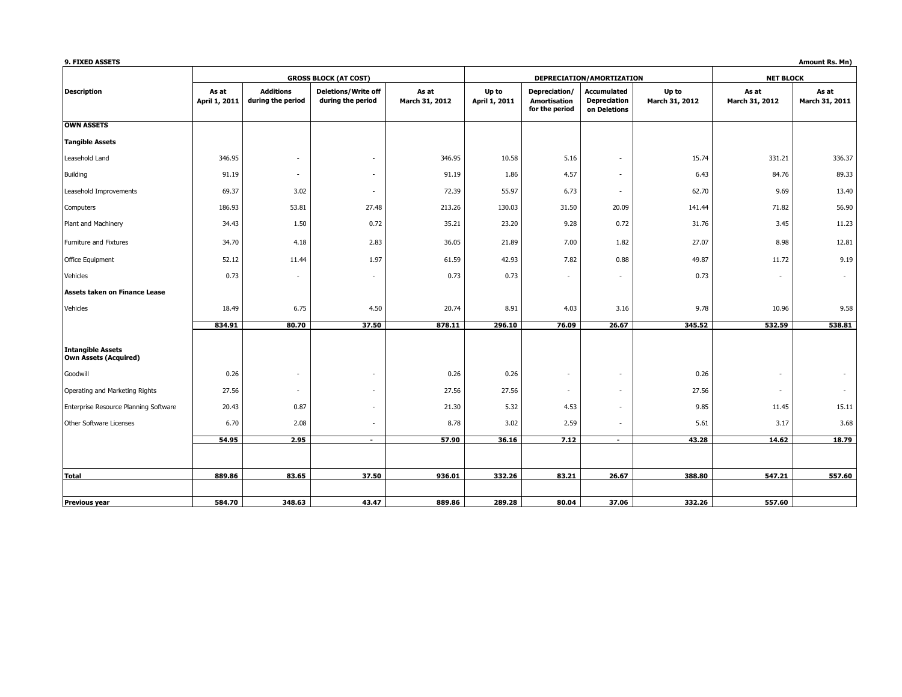**9. FIXED ASSETS**

Amount Rs. Mn)

| Description | GROSS BLOCK (AT COST) | | | | DEPRECIATION/AMORTIZATION | | | | NET BLOCK | |
|---|---|---|---|---|---|---|---|---|---|---|
| | As at April 1, 2011 | Additions during the period | Deletions/Write off during the period | As at March 31, 2012 | Up to April 1, 2011 | Depreciation/ Amortisation for the period | Accumulated Depreciation on Deletions | Up to March 31, 2012 | As at March 31, 2012 | As at March 31, 2011 |
| **OWN ASSETS** | | | | | | | | | | |
| **Tangible Assets** | | | | | | | | | | |
| Leasehold Land | 346.95 | - | - | 346.95 | 10.58 | 5.16 | - | 15.74 | 331.21 | 336.37 |
| Building | 91.19 | - | - | 91.19 | 1.86 | 4.57 | - | 6.43 | 84.76 | 89.33 |
| Leasehold Improvements | 69.37 | 3.02 | - | 72.39 | 55.97 | 6.73 | - | 62.70 | 9.69 | 13.40 |
| Computers | 186.93 | 53.81 | 27.48 | 213.26 | 130.03 | 31.50 | 20.09 | 141.44 | 71.82 | 56.90 |
| Plant and Machinery | 34.43 | 1.50 | 0.72 | 35.21 | 23.20 | 9.28 | 0.72 | 31.76 | 3.45 | 11.23 |
| Furniture and Fixtures | 34.70 | 4.18 | 2.83 | 36.05 | 21.89 | 7.00 | 1.82 | 27.07 | 8.98 | 12.81 |
| Office Equipment | 52.12 | 11.44 | 1.97 | 61.59 | 42.93 | 7.82 | 0.88 | 49.87 | 11.72 | 9.19 |
| Vehicles | 0.73 | - | - | 0.73 | 0.73 | - | - | 0.73 | - | - |
| **Assets taken on Finance Lease** | | | | | | | | | | |
| Vehicles | 18.49 | 6.75 | 4.50 | 20.74 | 8.91 | 4.03 | 3.16 | 9.78 | 10.96 | 9.58 |
| | **834.91** | **80.70** | **37.50** | **878.11** | **296.10** | **76.09** | **26.67** | **345.52** | **532.59** | **538.81** |
| **Intangible Assets Own Assets (Acquired)** | | | | | | | | | | |
| Goodwill | 0.26 | - | - | 0.26 | 0.26 | - | - | 0.26 | - | - |
| Operating and Marketing Rights | 27.56 | - | - | 27.56 | 27.56 | - | - | 27.56 | - | - |
| Enterprise Resource Planning Software | 20.43 | 0.87 | - | 21.30 | 5.32 | 4.53 | - | 9.85 | 11.45 | 15.11 |
| Other Software Licenses | 6.70 | 2.08 | - | 8.78 | 3.02 | 2.59 | - | 5.61 | 3.17 | 3.68 |
| | **54.95** | **2.95** | **-** | **57.90** | **36.16** | **7.12** | **-** | **43.28** | **14.62** | **18.79** |
| **Total** | **889.86** | **83.65** | **37.50** | **936.01** | **332.26** | **83.21** | **26.67** | **388.80** | **547.21** | **557.60** |
| **Previous year** | **584.70** | **348.63** | **43.47** | **889.86** | **289.28** | **80.04** | **37.06** | **332.26** | **557.60** | |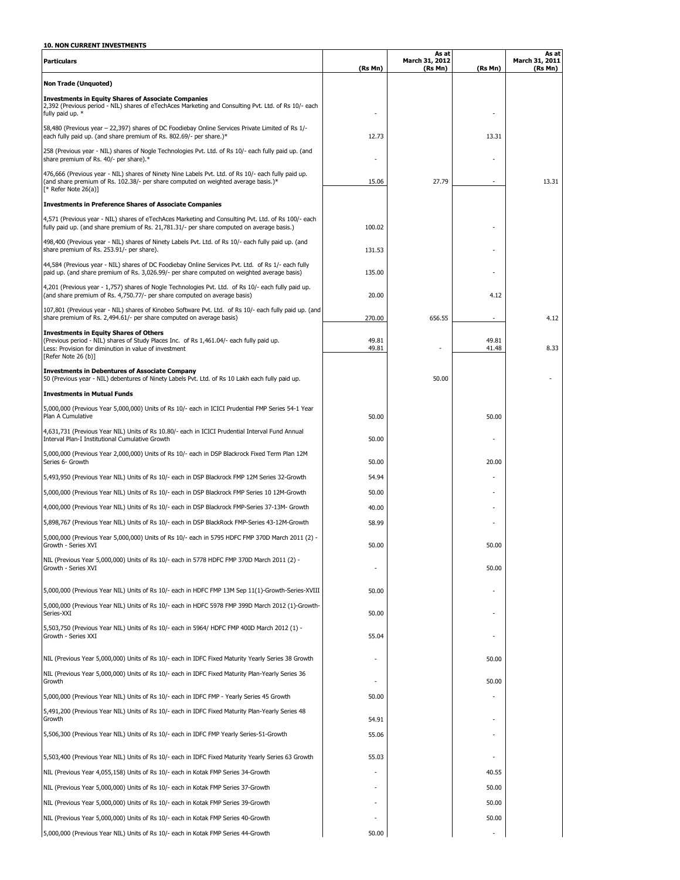**10. NON CURRENT INVESTMENTS**

| Particulars | (Rs Mn) | As at March 31, 2012 (Rs Mn) | (Rs Mn) | As at March 31, 2011 (Rs Mn) |
|---|---|---|---|---|
| **Non Trade (Unquoted)** | | | | |
| **Investments in Equity Shares of Associate Companies** | | | | |
| 2,392 (Previous period - NIL) shares of eTechAces Marketing and Consulting Pvt. Ltd. of Rs 10/- each fully paid up. * | - | | - | |
| 58,480 (Previous year – 22,397) shares of DC Foodiebay Online Services Private Limited of Rs 1/- each fully paid up. (and share premium of Rs. 802.69/- per share.)* | 12.73 | | 13.31 | |
| 258 (Previous year - NIL) shares of Nogle Technologies Pvt. Ltd. of Rs 10/- each fully paid up. (and share premium of Rs. 40/- per share).* | - | | - | |
| 476,666 (Previous year - NIL) shares of Ninety Nine Labels Pvt. Ltd. of Rs 10/- each fully paid up. (and share premium of Rs. 102.38/- per share computed on weighted average basis.)* [* Refer Note 26(a)] | 15.06 | 27.79 | - | 13.31 |
| **Investments in Preference Shares of Associate Companies** | | | | |
| 4,571 (Previous year - NIL) shares of eTechAces Marketing and Consulting Pvt. Ltd. of Rs 100/- each fully paid up. (and share premium of Rs. 21,781.31/- per share computed on average basis.) | 100.02 | | - | |
| 498,400 (Previous year - NIL) shares of Ninety Labels Pvt. Ltd. of Rs 10/- each fully paid up. (and share premium of Rs. 253.91/- per share). | 131.53 | | - | |
| 44,584 (Previous year - NIL) shares of DC Foodiebay Online Services Pvt. Ltd. of Rs 1/- each fully paid up. (and share premium of Rs. 3,026.99/- per share computed on weighted average basis) | 135.00 | | - | |
| 4,201 (Previous year - 1,757) shares of Nogle Technologies Pvt. Ltd. of Rs 10/- each fully paid up. (and share premium of Rs. 4,750.77/- per share computed on average basis) | 20.00 | | 4.12 | |
| 107,801 (Previous year - NIL) shares of Kinobeo Software Pvt. Ltd. of Rs 10/- each fully paid up. (and share premium of Rs. 2,494.61/- per share computed on average basis) | 270.00 | 656.55 | - | 4.12 |
| **Investments in Equity Shares of Others** | | | | |
| (Previous period - NIL) shares of Study Places Inc. of Rs 1,461.04/- each fully paid up. | 49.81 | | 49.81 | |
| Less: Provision for diminution in value of investment [Refer Note 26 (b)] | 49.81 | - | 41.48 | 8.33 |
| **Investments in Debentures of Associate Company** | | | | |
| 50 (Previous year - NIL) debentures of Ninety Labels Pvt. Ltd. of Rs 10 Lakh each fully paid up. | | 50.00 | | - |
| **Investments in Mutual Funds** | | | | |
| 5,000,000 (Previous Year 5,000,000) Units of Rs 10/- each in ICICI Prudential FMP Series 54-1 Year Plan A Cumulative | 50.00 | | 50.00 | |
| 4,631,731 (Previous Year NIL) Units of Rs 10.80/- each in ICICI Prudential Interval Fund Annual Interval Plan-I Institutional Cumulative Growth | 50.00 | | - | |
| 5,000,000 (Previous Year 2,000,000) Units of Rs 10/- each in DSP Blackrock Fixed Term Plan 12M Series 6- Growth | 50.00 | | 20.00 | |
| 5,493,950 (Previous Year NIL) Units of Rs 10/- each in DSP Blackrock FMP 12M Series 32-Growth | 54.94 | | - | |
| 5,000,000 (Previous Year NIL) Units of Rs 10/- each in DSP Blackrock FMP Series 10 12M-Growth | 50.00 | | - | |
| 4,000,000 (Previous Year NIL) Units of Rs 10/- each in DSP Blackrock FMP-Series 37-13M- Growth | 40.00 | | - | |
| 5,898,767 (Previous Year NIL) Units of Rs 10/- each in DSP BlackRock FMP-Series 43-12M-Growth | 58.99 | | - | |
| 5,000,000 (Previous Year 5,000,000) Units of Rs 10/- each in 5795 HDFC FMP 370D March 2011 (2) - Growth - Series XVI | 50.00 | | 50.00 | |
| NIL (Previous Year 5,000,000) Units of Rs 10/- each in 5778 HDFC FMP 370D March 2011 (2) - Growth - Series XVI | - | | 50.00 | |
| 5,000,000 (Previous Year NIL) Units of Rs 10/- each in HDFC FMP 13M Sep 11(1)-Growth-Series-XVIII | 50.00 | | - | |
| 5,000,000 (Previous Year NIL) Units of Rs 10/- each in HDFC 5978 FMP 399D March 2012 (1)-Growth-Series-XXI | 50.00 | | - | |
| 5,503,750 (Previous Year NIL) Units of Rs 10/- each in 5964/ HDFC FMP 400D March 2012 (1) - Growth - Series XXI | 55.04 | | - | |
| NIL (Previous Year 5,000,000) Units of Rs 10/- each in IDFC Fixed Maturity Yearly Series 38 Growth | - | | 50.00 | |
| NIL (Previous Year 5,000,000) Units of Rs 10/- each in IDFC Fixed Maturity Plan-Yearly Series 36 Growth | - | | 50.00 | |
| 5,000,000 (Previous Year NIL) Units of Rs 10/- each in IDFC FMP - Yearly Series 45 Growth | 50.00 | | - | |
| 5,491,200 (Previous Year NIL) Units of Rs 10/- each in IDFC Fixed Maturity Plan-Yearly Series 48 Growth | 54.91 | | - | |
| 5,506,300 (Previous Year NIL) Units of Rs 10/- each in IDFC FMP Yearly Series-51-Growth | 55.06 | | - | |
| 5,503,400 (Previous Year NIL) Units of Rs 10/- each in IDFC Fixed Maturity Yearly Series 63 Growth | 55.03 | | - | |
| NIL (Previous Year 4,055,158) Units of Rs 10/- each in Kotak FMP Series 34-Growth | - | | 40.55 | |
| NIL (Previous Year 5,000,000) Units of Rs 10/- each in Kotak FMP Series 37-Growth | - | | 50.00 | |
| NIL (Previous Year 5,000,000) Units of Rs 10/- each in Kotak FMP Series 39-Growth | - | | 50.00 | |
| NIL (Previous Year 5,000,000) Units of Rs 10/- each in Kotak FMP Series 40-Growth | - | | 50.00 | |
| 5,000,000 (Previous Year NIL) Units of Rs 10/- each in Kotak FMP Series 44-Growth | 50.00 | | - | |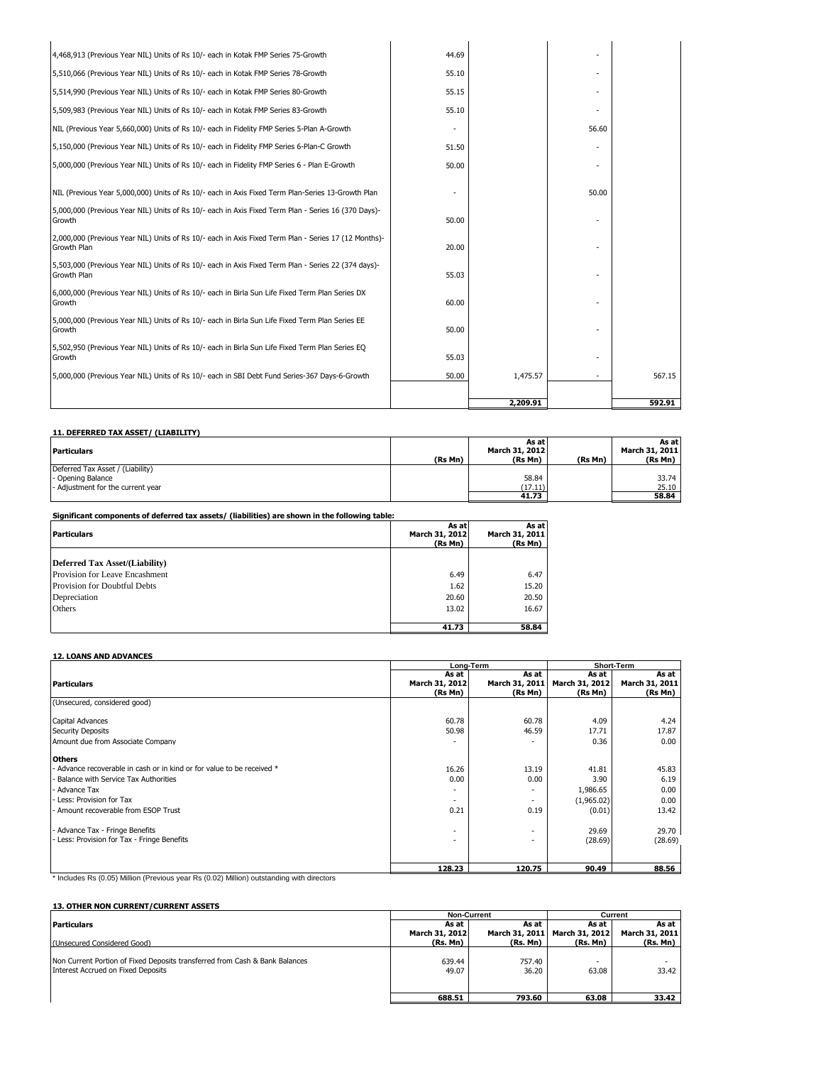| | | | | |
|---|---|---|---|---|
| 4,468,913 (Previous Year NIL) Units of Rs 10/- each in Kotak FMP Series 75-Growth | 44.69 | | - | |
| 5,510,066 (Previous Year NIL) Units of Rs 10/- each in Kotak FMP Series 78-Growth | 55.10 | | - | |
| 5,514,990 (Previous Year NIL) Units of Rs 10/- each in Kotak FMP Series 80-Growth | 55.15 | | - | |
| 5,509,983 (Previous Year NIL) Units of Rs 10/- each in Kotak FMP Series 83-Growth | 55.10 | | - | |
| NIL (Previous Year 5,660,000) Units of Rs 10/- each in Fidelity FMP Series 5-Plan A-Growth | - | | 56.60 | |
| 5,150,000 (Previous Year NIL) Units of Rs 10/- each in Fidelity FMP Series 6-Plan-C Growth | 51.50 | | - | |
| 5,000,000 (Previous Year NIL) Units of Rs 10/- each in Fidelity FMP Series 6 - Plan E-Growth | 50.00 | | - | |
| NIL (Previous Year 5,000,000) Units of Rs 10/- each in Axis Fixed Term Plan-Series 13-Growth Plan | - | | 50.00 | |
| 5,000,000 (Previous Year NIL) Units of Rs 10/- each in Axis Fixed Term Plan - Series 16 (370 Days)-Growth | 50.00 | | - | |
| 2,000,000 (Previous Year NIL) Units of Rs 10/- each in Axis Fixed Term Plan - Series 17 (12 Months)-Growth Plan | 20.00 | | - | |
| 5,503,000 (Previous Year NIL) Units of Rs 10/- each in Axis Fixed Term Plan - Series 22 (374 days)-Growth Plan | 55.03 | | - | |
| 6,000,000 (Previous Year NIL) Units of Rs 10/- each in Birla Sun Life Fixed Term Plan Series DX Growth | 60.00 | | - | |
| 5,000,000 (Previous Year NIL) Units of Rs 10/- each in Birla Sun Life Fixed Term Plan Series EE Growth | 50.00 | | - | |
| 5,502,950 (Previous Year NIL) Units of Rs 10/- each in Birla Sun Life Fixed Term Plan Series EQ Growth | 55.03 | | - | |
| 5,000,000 (Previous Year NIL) Units of Rs 10/- each in SBI Debt Fund Series-367 Days-6-Growth | 50.00 | 1,475.57 | - | 567.15 |
| | | **2,209.91** | | **592.91** |

**11. DEFERRED TAX ASSET/ (LIABILITY)**

| Particulars | (Rs Mn) | As at March 31, 2012 (Rs Mn) | (Rs Mn) | As at March 31, 2011 (Rs Mn) |
|---|---|---|---|---|
| Deferred Tax Asset / (Liability) | | | | |
| - Opening Balance | | 58.84 | | 33.74 |
| - Adjustment for the current year | | (17.11) | | 25.10 |
| | | **41.73** | | **58.84** |

**Significant components of deferred tax assets/ (liabilities) are shown in the following table:**

| Particulars | As at March 31, 2012 (Rs Mn) | As at March 31, 2011 (Rs Mn) |
|---|---|---|
| **Deferred Tax Asset/(Liability)** | | |
| Provision for Leave Encashment | 6.49 | 6.47 |
| Provision for Doubtful Debts | 1.62 | 15.20 |
| Depreciation | 20.60 | 20.50 |
| Others | 13.02 | 16.67 |
| | **41.73** | **58.84** |

**12. LOANS AND ADVANCES**

| Particulars | Long-Term | | Short-Term | |
|---|---|---|---|---|
| | As at March 31, 2012 (Rs Mn) | As at March 31, 2011 (Rs Mn) | As at March 31, 2012 (Rs Mn) | As at March 31, 2011 (Rs Mn) |
| (Unsecured, considered good) | | | | |
| Capital Advances | 60.78 | 60.78 | 4.09 | 4.24 |
| Security Deposits | 50.98 | 46.59 | 17.71 | 17.87 |
| Amount due from Associate Company | - | - | 0.36 | 0.00 |
| **Others** | | | | |
| - Advance recoverable in cash or in kind or for value to be received * | 16.26 | 13.19 | 41.81 | 45.83 |
| - Balance with Service Tax Authorities | 0.00 | 0.00 | 3.90 | 6.19 |
| - Advance Tax | - | - | 1,986.65 | 0.00 |
| - Less: Provision for Tax | - | - | (1,965.02) | 0.00 |
| - Amount recoverable from ESOP Trust | 0.21 | 0.19 | (0.01) | 13.42 |
| - Advance Tax - Fringe Benefits | - | - | 29.69 | 29.70 |
| - Less: Provision for Tax - Fringe Benefits | - | - | (28.69) | (28.69) |
| | **128.23** | **120.75** | **90.49** | **88.56** |

* Includes Rs (0.05) Million (Previous year Rs (0.02) Million) outstanding with directors

**13. OTHER NON CURRENT/CURRENT ASSETS**

| Particulars | Non-Current | | Current | |
|---|---|---|---|---|
| (Unsecured Considered Good) | As at March 31, 2012 (Rs. Mn) | As at March 31, 2011 (Rs. Mn) | As at March 31, 2012 (Rs. Mn) | As at March 31, 2011 (Rs. Mn) |
| Non Current Portion of Fixed Deposits transferred from Cash & Bank Balances | 639.44 | 757.40 | - | - |
| Interest Accrued on Fixed Deposits | 49.07 | 36.20 | 63.08 | 33.42 |
| | **688.51** | **793.60** | **63.08** | **33.42** |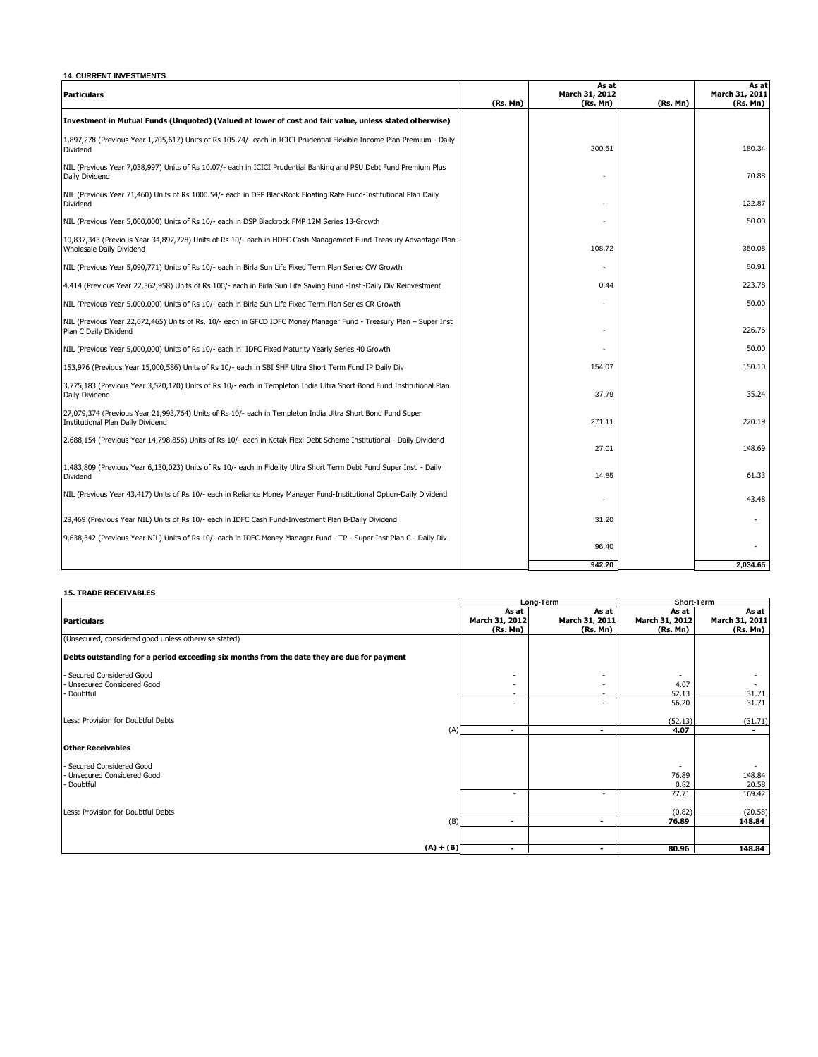**14. CURRENT INVESTMENTS**

| Particulars | (Rs. Mn) | As at March 31, 2012 (Rs. Mn) | (Rs. Mn) | As at March 31, 2011 (Rs. Mn) |
|---|---|---|---|---|
| **Investment in Mutual Funds (Unquoted) (Valued at lower of cost and fair value, unless stated otherwise)** | | | | |
| 1,897,278 (Previous Year 1,705,617) Units of Rs 105.74/- each in ICICI Prudential Flexible Income Plan Premium - Daily Dividend | | 200.61 | | 180.34 |
| NIL (Previous Year 7,038,997) Units of Rs 10.07/- each in ICICI Prudential Banking and PSU Debt Fund Premium Plus Daily Dividend | | - | | 70.88 |
| NIL (Previous Year 71,460) Units of Rs 1000.54/- each in DSP BlackRock Floating Rate Fund-Institutional Plan Daily Dividend | | - | | 122.87 |
| NIL (Previous Year 5,000,000) Units of Rs 10/- each in DSP Blackrock FMP 12M Series 13-Growth | | - | | 50.00 |
| 10,837,343 (Previous Year 34,897,728) Units of Rs 10/- each in HDFC Cash Management Fund-Treasury Advantage Plan - Wholesale Daily Dividend | | 108.72 | | 350.08 |
| NIL (Previous Year 5,090,771) Units of Rs 10/- each in Birla Sun Life Fixed Term Plan Series CW Growth | | - | | 50.91 |
| 4,414 (Previous Year 22,362,958) Units of Rs 100/- each in Birla Sun Life Saving Fund -Instl-Daily Div Reinvestment | | 0.44 | | 223.78 |
| NIL (Previous Year 5,000,000) Units of Rs 10/- each in Birla Sun Life Fixed Term Plan Series CR Growth | | - | | 50.00 |
| NIL (Previous Year 22,672,465) Units of Rs. 10/- each in GFCD IDFC Money Manager Fund - Treasury Plan – Super Inst Plan C Daily Dividend | | - | | 226.76 |
| NIL (Previous Year 5,000,000) Units of Rs 10/- each in IDFC Fixed Maturity Yearly Series 40 Growth | | - | | 50.00 |
| 153,976 (Previous Year 15,000,586) Units of Rs 10/- each in SBI SHF Ultra Short Term Fund IP Daily Div | | 154.07 | | 150.10 |
| 3,775,183 (Previous Year 3,520,170) Units of Rs 10/- each in Templeton India Ultra Short Bond Fund Institutional Plan Daily Dividend | | 37.79 | | 35.24 |
| 27,079,374 (Previous Year 21,993,764) Units of Rs 10/- each in Templeton India Ultra Short Bond Fund Super Institutional Plan Daily Dividend | | 271.11 | | 220.19 |
| 2,688,154 (Previous Year 14,798,856) Units of Rs 10/- each in Kotak Flexi Debt Scheme Institutional - Daily Dividend | | 27.01 | | 148.69 |
| 1,483,809 (Previous Year 6,130,023) Units of Rs 10/- each in Fidelity Ultra Short Term Debt Fund Super Instl - Daily Dividend | | 14.85 | | 61.33 |
| NIL (Previous Year 43,417) Units of Rs 10/- each in Reliance Money Manager Fund-Institutional Option-Daily Dividend | | - | | 43.48 |
| 29,469 (Previous Year NIL) Units of Rs 10/- each in IDFC Cash Fund-Investment Plan B-Daily Dividend | | 31.20 | | - |
| 9,638,342 (Previous Year NIL) Units of Rs 10/- each in IDFC Money Manager Fund - TP - Super Inst Plan C - Daily Div | | 96.40 | | - |
| | | **942.20** | | **2,034.65** |

**15. TRADE RECEIVABLES**

| Particulars | Long-Term | | Short-Term | |
|---|---|---|---|---|
| | As at March 31, 2012 (Rs. Mn) | As at March 31, 2011 (Rs. Mn) | As at March 31, 2012 (Rs. Mn) | As at March 31, 2011 (Rs. Mn) |
| (Unsecured, considered good unless otherwise stated) | | | | |
| **Debts outstanding for a period exceeding six months from the date they are due for payment** | | | | |
| - Secured Considered Good | - | - | - | - |
| - Unsecured Considered Good | - | - | 4.07 | - |
| - Doubtful | - | - | 52.13 | 31.71 |
| | - | - | 56.20 | 31.71 |
| Less: Provision for Doubtful Debts | | | (52.13) | (31.71) |
| (A) | **-** | **-** | **4.07** | **-** |
| **Other Receivables** | | | | |
| - Secured Considered Good | | | - | - |
| - Unsecured Considered Good | | | 76.89 | 148.84 |
| - Doubtful | | | 0.82 | 20.58 |
| | - | - | 77.71 | 169.42 |
| Less: Provision for Doubtful Debts | | | (0.82) | (20.58) |
| (B) | **-** | **-** | **76.89** | **148.84** |
| **(A) + (B)** | **-** | **-** | **80.96** | **148.84** |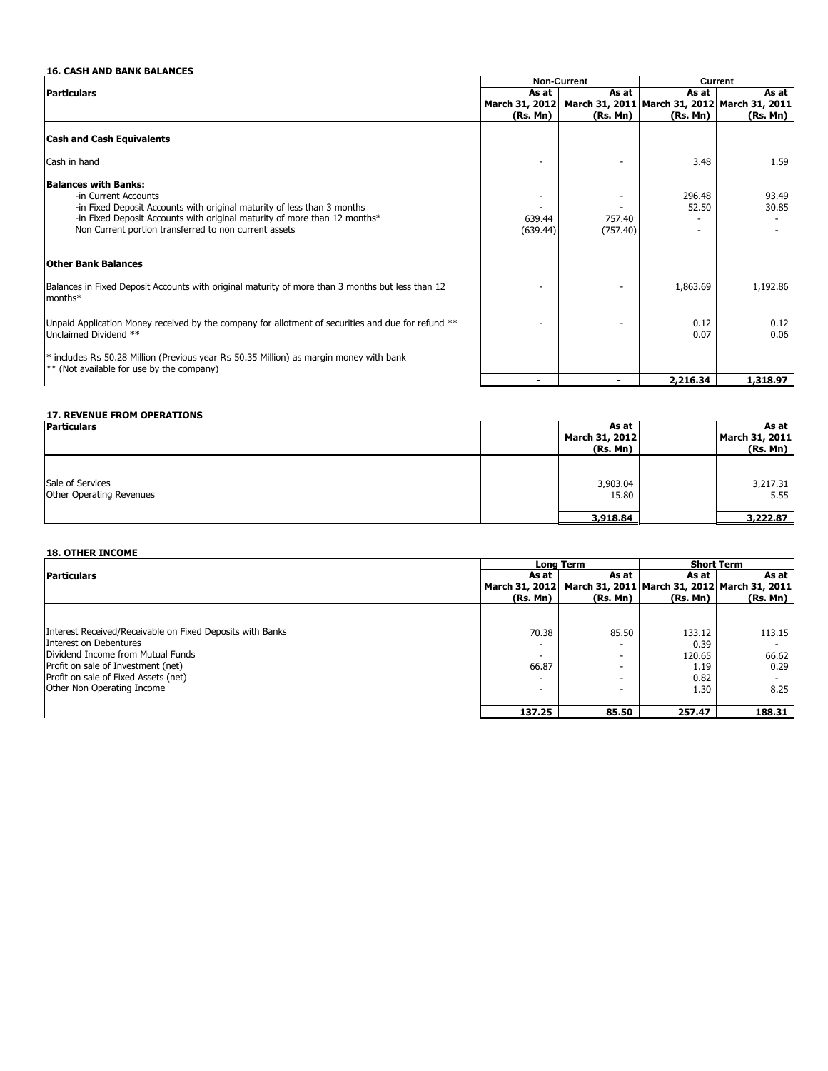### 16. CASH AND BANK BALANCES

| Particulars | Non-Current | | Current | |
|---|---|---|---|---|
| | As at March 31, 2012 (Rs. Mn) | As at March 31, 2011 (Rs. Mn) | As at March 31, 2012 (Rs. Mn) | As at March 31, 2011 (Rs. Mn) |
| **Cash and Cash Equivalents** | | | | |
| Cash in hand | - | - | 3.48 | 1.59 |
| **Balances with Banks:** | | | | |
| -in Current Accounts | - | - | 296.48 | 93.49 |
| -in Fixed Deposit Accounts with original maturity of less than 3 months | - | - | 52.50 | 30.85 |
| -in Fixed Deposit Accounts with original maturity of more than 12 months* | 639.44 | 757.40 | - | - |
| Non Current portion transferred to non current assets | (639.44) | (757.40) | - | - |
| **Other Bank Balances** | | | | |
| Balances in Fixed Deposit Accounts with original maturity of more than 3 months but less than 12 months* | - | - | 1,863.69 | 1,192.86 |
| Unpaid Application Money received by the company for allotment of securities and due for refund ** | - | - | 0.12 | 0.12 |
| Unclaimed Dividend ** | | | 0.07 | 0.06 |
| * includes Rs 50.28 Million (Previous year Rs 50.35 Million) as margin money with bank | | | | |
| ** (Not available for use by the company) | | | | |
| | - | - | 2,216.34 | 1,318.97 |

### 17. REVENUE FROM OPERATIONS

| Particulars | As at March 31, 2012 (Rs. Mn) | As at March 31, 2011 (Rs. Mn) |
|---|---|---|
| Sale of Services | 3,903.04 | 3,217.31 |
| Other Operating Revenues | 15.80 | 5.55 |
| | 3,918.84 | 3,222.87 |

### 18. OTHER INCOME

| Particulars | Long Term | | Short Term | |
|---|---|---|---|---|
| | As at March 31, 2012 (Rs. Mn) | As at March 31, 2011 (Rs. Mn) | As at March 31, 2012 (Rs. Mn) | As at March 31, 2011 (Rs. Mn) |
| Interest Received/Receivable on Fixed Deposits with Banks | 70.38 | 85.50 | 133.12 | 113.15 |
| Interest on Debentures | - | - | 0.39 | - |
| Dividend Income from Mutual Funds | - | - | 120.65 | 66.62 |
| Profit on sale of Investment (net) | 66.87 | - | 1.19 | 0.29 |
| Profit on sale of Fixed Assets (net) | - | - | 0.82 | - |
| Other Non Operating Income | - | - | 1.30 | 8.25 |
| | 137.25 | 85.50 | 257.47 | 188.31 |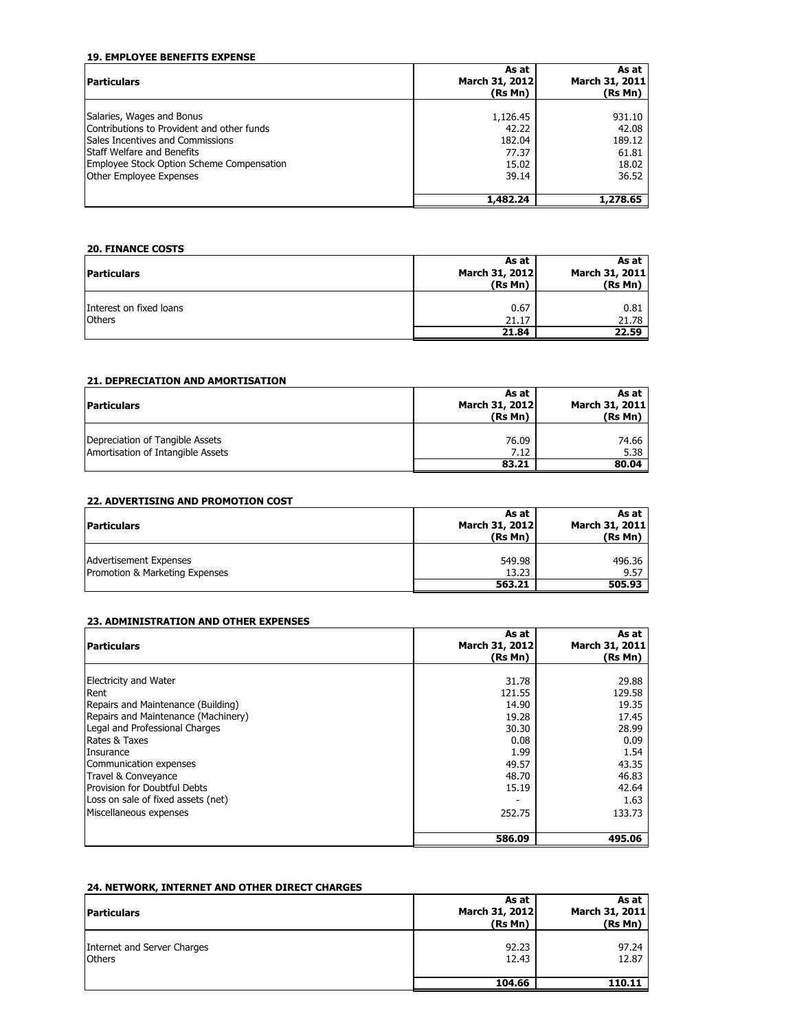### 19. EMPLOYEE BENEFITS EXPENSE

| Particulars | As at March 31, 2012 (Rs Mn) | As at March 31, 2011 (Rs Mn) |
|---|---|---|
| Salaries, Wages and Bonus | 1,126.45 | 931.10 |
| Contributions to Provident and other funds | 42.22 | 42.08 |
| Sales Incentives and Commissions | 182.04 | 189.12 |
| Staff Welfare and Benefits | 77.37 | 61.81 |
| Employee Stock Option Scheme Compensation | 15.02 | 18.02 |
| Other Employee Expenses | 39.14 | 36.52 |
| | **1,482.24** | **1,278.65** |

### 20. FINANCE COSTS

| Particulars | As at March 31, 2012 (Rs Mn) | As at March 31, 2011 (Rs Mn) |
|---|---|---|
| Interest on fixed loans | 0.67 | 0.81 |
| Others | 21.17 | 21.78 |
| | **21.84** | **22.59** |

### 21. DEPRECIATION AND AMORTISATION

| Particulars | As at March 31, 2012 (Rs Mn) | As at March 31, 2011 (Rs Mn) |
|---|---|---|
| Depreciation of Tangible Assets | 76.09 | 74.66 |
| Amortisation of Intangible Assets | 7.12 | 5.38 |
| | **83.21** | **80.04** |

### 22. ADVERTISING AND PROMOTION COST

| Particulars | As at March 31, 2012 (Rs Mn) | As at March 31, 2011 (Rs Mn) |
|---|---|---|
| Advertisement Expenses | 549.98 | 496.36 |
| Promotion & Marketing Expenses | 13.23 | 9.57 |
| | **563.21** | **505.93** |

### 23. ADMINISTRATION AND OTHER EXPENSES

| Particulars | As at March 31, 2012 (Rs Mn) | As at March 31, 2011 (Rs Mn) |
|---|---|---|
| Electricity and Water | 31.78 | 29.88 |
| Rent | 121.55 | 129.58 |
| Repairs and Maintenance (Building) | 14.90 | 19.35 |
| Repairs and Maintenance (Machinery) | 19.28 | 17.45 |
| Legal and Professional Charges | 30.30 | 28.99 |
| Rates & Taxes | 0.08 | 0.09 |
| Insurance | 1.99 | 1.54 |
| Communication expenses | 49.57 | 43.35 |
| Travel & Conveyance | 48.70 | 46.83 |
| Provision for Doubtful Debts | 15.19 | 42.64 |
| Loss on sale of fixed assets (net) | - | 1.63 |
| Miscellaneous expenses | 252.75 | 133.73 |
| | **586.09** | **495.06** |

### 24. NETWORK, INTERNET AND OTHER DIRECT CHARGES

| Particulars | As at March 31, 2012 (Rs Mn) | As at March 31, 2011 (Rs Mn) |
|---|---|---|
| Internet and Server Charges | 92.23 | 97.24 |
| Others | 12.43 | 12.87 |
| | **104.66** | **110.11** |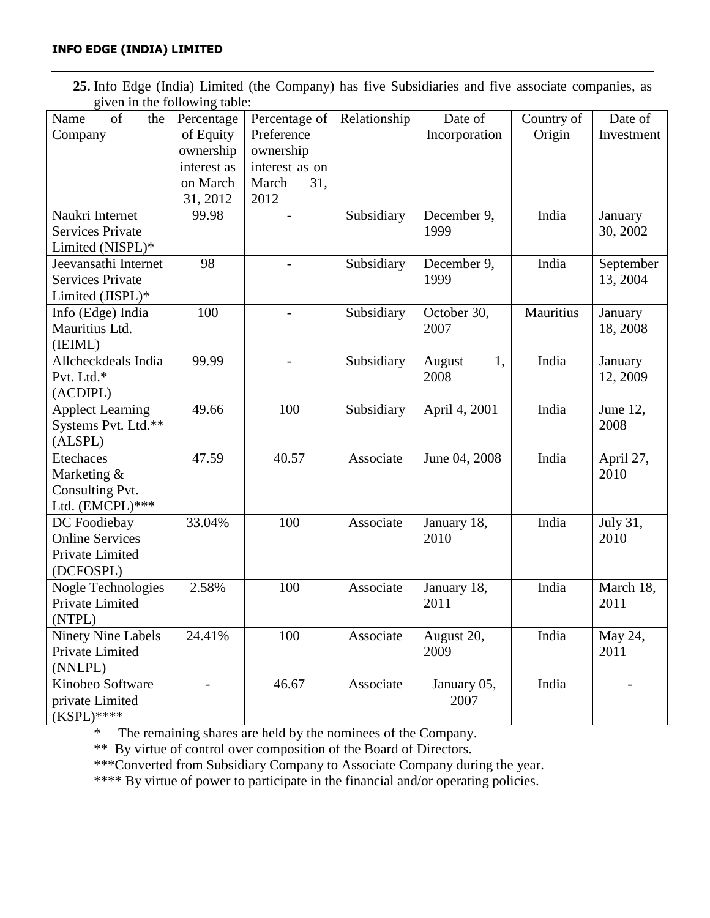**25.** Info Edge (India) Limited (the Company) has five Subsidiaries and five associate companies, as given in the following table:

| Name of the Company | Percentage of Equity ownership interest as on March 31, 2012 | Percentage of Preference ownership interest as on March 31, 2012 | Relationship | Date of Incorporation | Country of Origin | Date of Investment |
|---|---|---|---|---|---|---|
| Naukri Internet Services Private Limited (NISPL)* | 99.98 | - | Subsidiary | December 9, 1999 | India | January 30, 2002 |
| Jeevansathi Internet Services Private Limited (JISPL)* | 98 | - | Subsidiary | December 9, 1999 | India | September 13, 2004 |
| Info (Edge) India Mauritius Ltd. (IEIML) | 100 | - | Subsidiary | October 30, 2007 | Mauritius | January 18, 2008 |
| Allcheckdeals India Pvt. Ltd.* (ACDIPL) | 99.99 | - | Subsidiary | August 1, 2008 | India | January 12, 2009 |
| Applect Learning Systems Pvt. Ltd.** (ALSPL) | 49.66 | 100 | Subsidiary | April 4, 2001 | India | June 12, 2008 |
| Etechaces Marketing & Consulting Pvt. Ltd. (EMCPL)*** | 47.59 | 40.57 | Associate | June 04, 2008 | India | April 27, 2010 |
| DC Foodiebay Online Services Private Limited (DCFOSPL) | 33.04% | 100 | Associate | January 18, 2010 | India | July 31, 2010 |
| Nogle Technologies Private Limited (NTPL) | 2.58% | 100 | Associate | January 18, 2011 | India | March 18, 2011 |
| Ninety Nine Labels Private Limited (NNLPL) | 24.41% | 100 | Associate | August 20, 2009 | India | May 24, 2011 |
| Kinobeo Software private Limited (KSPL)**** | - | 46.67 | Associate | January 05, 2007 | India | - |

\* The remaining shares are held by the nominees of the Company.

** By virtue of control over composition of the Board of Directors.

***Converted from Subsidiary Company to Associate Company during the year.

**** By virtue of power to participate in the financial and/or operating policies.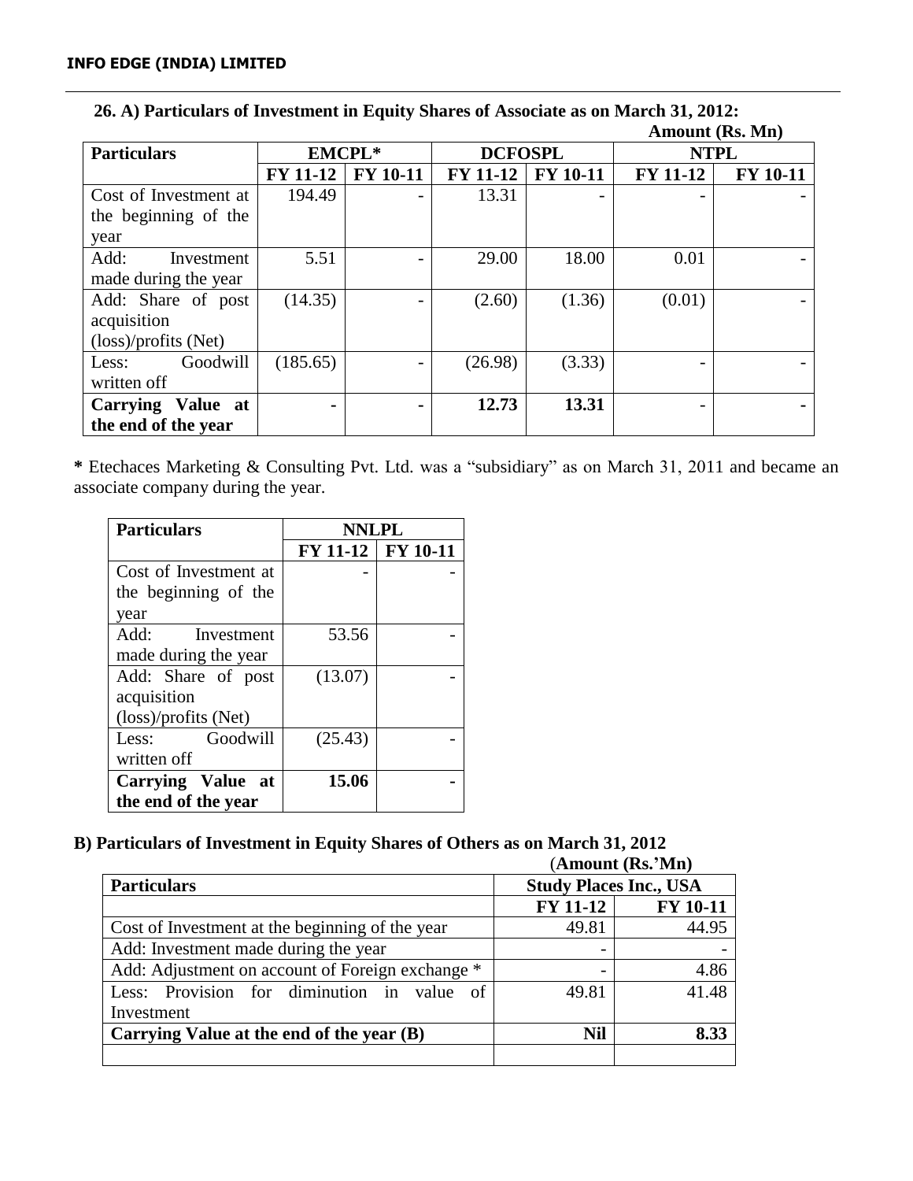**26. A) Particulars of Investment in Equity Shares of Associate as on March 31, 2012:**

**Amount (Rs. Mn)**

| Particulars | EMCPL* | | DCFOSPL | | NTPL | |
|---|---|---|---|---|---|---|
| | FY 11-12 | FY 10-11 | FY 11-12 | FY 10-11 | FY 11-12 | FY 10-11 |
| Cost of Investment at the beginning of the year | 194.49 | - | 13.31 | - | - | - |
| Add: Investment made during the year | 5.51 | - | 29.00 | 18.00 | 0.01 | - |
| Add: Share of post acquisition (loss)/profits (Net) | (14.35) | - | (2.60) | (1.36) | (0.01) | - |
| Less: Goodwill written off | (185.65) | - | (26.98) | (3.33) | - | - |
| **Carrying Value at the end of the year** | **-** | **-** | **12.73** | **13.31** | **-** | **-** |

**\*** Etechaces Marketing & Consulting Pvt. Ltd. was a "subsidiary" as on March 31, 2011 and became an associate company during the year.

| Particulars | NNLPL | |
|---|---|---|
| | FY 11-12 | FY 10-11 |
| Cost of Investment at the beginning of the year | - | - |
| Add: Investment made during the year | 53.56 | - |
| Add: Share of post acquisition (loss)/profits (Net) | (13.07) | - |
| Less: Goodwill written off | (25.43) | - |
| **Carrying Value at the end of the year** | **15.06** | **-** |

**B) Particulars of Investment in Equity Shares of Others as on March 31, 2012**

**(Amount (Rs.'Mn)**

| Particulars | Study Places Inc., USA | |
|---|---|---|
| | FY 11-12 | FY 10-11 |
| Cost of Investment at the beginning of the year | 49.81 | 44.95 |
| Add: Investment made during the year | - | - |
| Add: Adjustment on account of Foreign exchange * | - | 4.86 |
| Less: Provision for diminution in value of Investment | 49.81 | 41.48 |
| **Carrying Value at the end of the year (B)** | **Nil** | **8.33** |
| | | |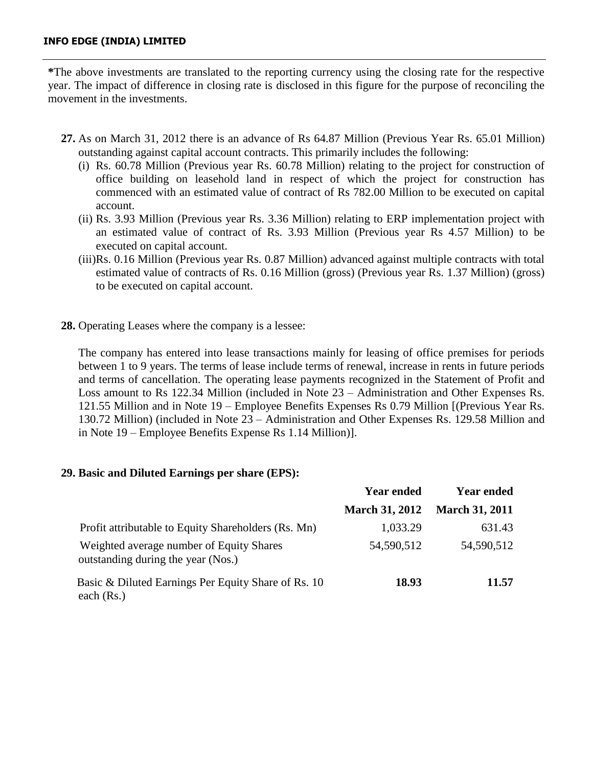*The above investments are translated to the reporting currency using the closing rate for the respective year. The impact of difference in closing rate is disclosed in this figure for the purpose of reconciling the movement in the investments.

**27.** As on March 31, 2012 there is an advance of Rs 64.87 Million (Previous Year Rs. 65.01 Million) outstanding against capital account contracts. This primarily includes the following:

(i) Rs. 60.78 Million (Previous year Rs. 60.78 Million) relating to the project for construction of office building on leasehold land in respect of which the project for construction has commenced with an estimated value of contract of Rs 782.00 Million to be executed on capital account.

(ii) Rs. 3.93 Million (Previous year Rs. 3.36 Million) relating to ERP implementation project with an estimated value of contract of Rs. 3.93 Million (Previous year Rs 4.57 Million) to be executed on capital account.

(iii)Rs. 0.16 Million (Previous year Rs. 0.87 Million) advanced against multiple contracts with total estimated value of contracts of Rs. 0.16 Million (gross) (Previous year Rs. 1.37 Million) (gross) to be executed on capital account.

**28.** Operating Leases where the company is a lessee:

The company has entered into lease transactions mainly for leasing of office premises for periods between 1 to 9 years. The terms of lease include terms of renewal, increase in rents in future periods and terms of cancellation. The operating lease payments recognized in the Statement of Profit and Loss amount to Rs 122.34 Million (included in Note 23 – Administration and Other Expenses Rs. 121.55 Million and in Note 19 – Employee Benefits Expenses Rs 0.79 Million [(Previous Year Rs. 130.72 Million) (included in Note 23 – Administration and Other Expenses Rs. 129.58 Million and in Note 19 – Employee Benefits Expense Rs 1.14 Million)].

**29. Basic and Diluted Earnings per share (EPS):**

| | Year ended March 31, 2012 | Year ended March 31, 2011 |
|---|---|---|
| Profit attributable to Equity Shareholders (Rs. Mn) | 1,033.29 | 631.43 |
| Weighted average number of Equity Shares outstanding during the year (Nos.) | 54,590,512 | 54,590,512 |
| Basic & Diluted Earnings Per Equity Share of Rs. 10 each (Rs.) | **18.93** | **11.57** |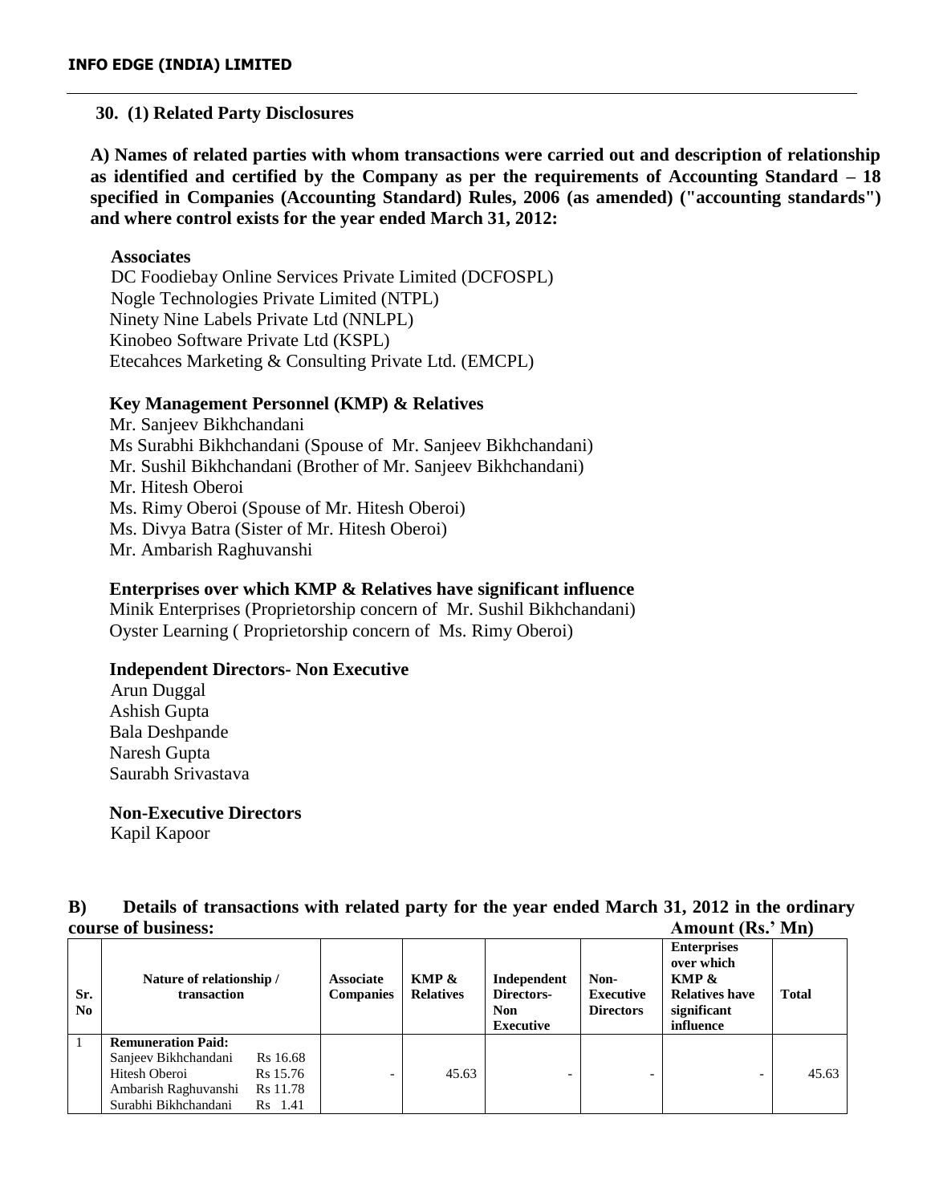### 30. (1) Related Party Disclosures

**A) Names of related parties with whom transactions were carried out and description of relationship as identified and certified by the Company as per the requirements of Accounting Standard – 18 specified in Companies (Accounting Standard) Rules, 2006 (as amended) ("accounting standards") and where control exists for the year ended March 31, 2012:**

**Associates**

DC Foodiebay Online Services Private Limited (DCFOSPL)
Nogle Technologies Private Limited (NTPL)
Ninety Nine Labels Private Ltd (NNLPL)
Kinobeo Software Private Ltd (KSPL)
Etecahces Marketing & Consulting Private Ltd. (EMCPL)

**Key Management Personnel (KMP) & Relatives**

Mr. Sanjeev Bikhchandani
Ms Surabhi Bikhchandani (Spouse of Mr. Sanjeev Bikhchandani)
Mr. Sushil Bikhchandani (Brother of Mr. Sanjeev Bikhchandani)
Mr. Hitesh Oberoi
Ms. Rimy Oberoi (Spouse of Mr. Hitesh Oberoi)
Ms. Divya Batra (Sister of Mr. Hitesh Oberoi)
Mr. Ambarish Raghuvanshi

**Enterprises over which KMP & Relatives have significant influence**

Minik Enterprises (Proprietorship concern of Mr. Sushil Bikhchandani)
Oyster Learning ( Proprietorship concern of Ms. Rimy Oberoi)

**Independent Directors- Non Executive**

Arun Duggal
Ashish Gupta
Bala Deshpande
Naresh Gupta
Saurabh Srivastava

**Non-Executive Directors**

Kapil Kapoor

**B) Details of transactions with related party for the year ended March 31, 2012 in the ordinary course of business:** **Amount (Rs.' Mn)**

| Sr. No | Nature of relationship / transaction | Associate Companies | KMP & Relatives | Independent Directors- Non Executive | Non-Executive Directors | Enterprises over which KMP & Relatives have significant influence | Total |
|---|---|---|---|---|---|---|---|
| 1 | **Remuneration Paid:**<br>Sanjeev Bikhchandani Rs 16.68<br>Hitesh Oberoi Rs 15.76<br>Ambarish Raghuvanshi Rs 11.78<br>Surabhi Bikhchandani Rs 1.41 | - | 45.63 | - | - | - | 45.63 |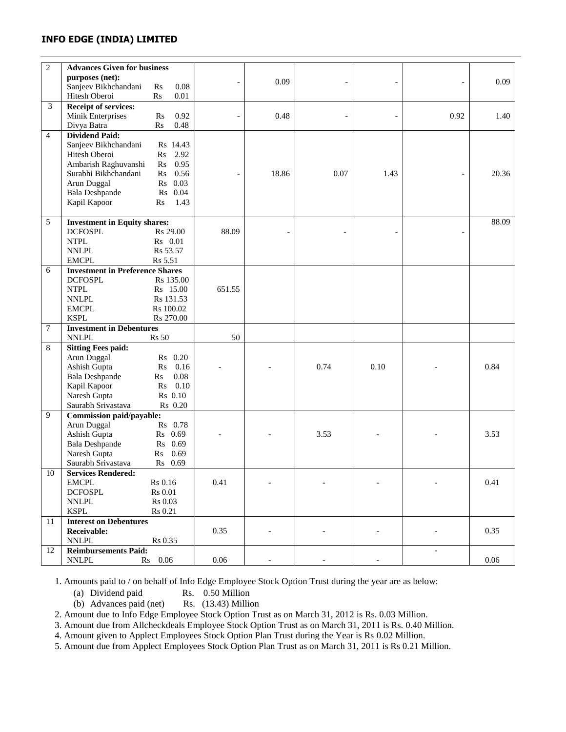**INFO EDGE (INDIA) LIMITED**

| | | | | | | | |
|---|---|---|---|---|---|---|---|
| 2 | **Advances Given for business purposes (net):**<br>Sanjeev Bikhchandani Rs 0.08<br>Hitesh Oberoi Rs 0.01 | - | 0.09 | - | - | - | 0.09 |
| 3 | **Receipt of services:**<br>Minik Enterprises Rs 0.92<br>Divya Batra Rs 0.48 | - | 0.48 | - | - | 0.92 | 1.40 |
| 4 | **Dividend Paid:**<br>Sanjeev Bikhchandani Rs 14.43<br>Hitesh Oberoi Rs 2.92<br>Ambarish Raghuvanshi Rs 0.95<br>Surabhi Bikhchandani Rs 0.56<br>Arun Duggal Rs 0.03<br>Bala Deshpande Rs 0.04<br>Kapil Kapoor Rs 1.43 | - | 18.86 | 0.07 | 1.43 | - | 20.36 |
| 5 | **Investment in Equity shares:**<br>DCFOSPL Rs 29.00<br>NTPL Rs 0.01<br>NNLPL Rs 53.57<br>EMCPL Rs 5.51 | 88.09 | - | - | - | - | 88.09 |
| 6 | **Investment in Preference Shares**<br>DCFOSPL Rs 135.00<br>NTPL Rs 15.00<br>NNLPL Rs 131.53<br>EMCPL Rs 100.02<br>KSPL Rs 270.00 | 651.55 | | | | | |
| 7 | **Investment in Debentures**<br>NNLPL Rs 50 | 50 | | | | | |
| 8 | **Sitting Fees paid:**<br>Arun Duggal Rs 0.20<br>Ashish Gupta Rs 0.16<br>Bala Deshpande Rs 0.08<br>Kapil Kapoor Rs 0.10<br>Naresh Gupta Rs 0.10<br>Saurabh Srivastava Rs 0.20 | - | - | 0.74 | 0.10 | - | 0.84 |
| 9 | **Commission paid/payable:**<br>Arun Duggal Rs 0.78<br>Ashish Gupta Rs 0.69<br>Bala Deshpande Rs 0.69<br>Naresh Gupta Rs 0.69<br>Saurabh Srivastava Rs 0.69 | - | - | 3.53 | - | - | 3.53 |
| 10 | **Services Rendered:**<br>EMCPL Rs 0.16<br>DCFOSPL Rs 0.01<br>NNLPL Rs 0.03<br>KSPL Rs 0.21 | 0.41 | - | - | - | - | 0.41 |
| 11 | **Interest on Debentures Receivable:**<br>NNLPL Rs 0.35 | 0.35 | - | - | - | - | 0.35 |
| 12 | **Reimbursements Paid:**<br>NNLPL Rs 0.06 | 0.06 | - | - | - | - | 0.06 |

1. Amounts paid to / on behalf of Info Edge Employee Stock Option Trust during the year are as below:
   (a) Dividend paid Rs. 0.50 Million
   (b) Advances paid (net) Rs. (13.43) Million
2. Amount due to Info Edge Employee Stock Option Trust as on March 31, 2012 is Rs. 0.03 Million.
3. Amount due from Allcheckdeals Employee Stock Option Trust as on March 31, 2011 is Rs. 0.40 Million.
4. Amount given to Applect Employees Stock Option Plan Trust during the Year is Rs 0.02 Million.
5. Amount due from Applect Employees Stock Option Plan Trust as on March 31, 2011 is Rs 0.21 Million.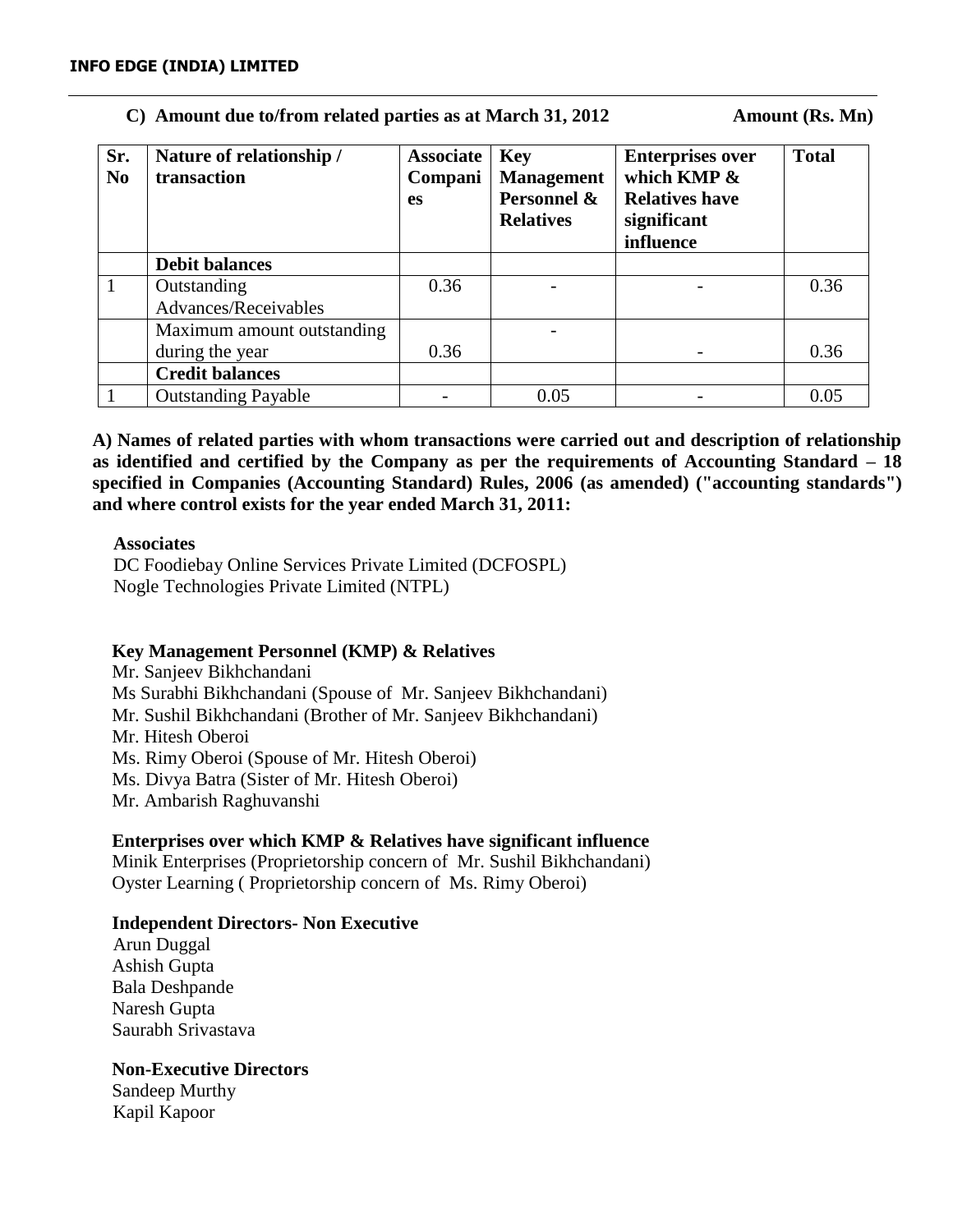**C) Amount due to/from related parties as at March 31, 2012** **Amount (Rs. Mn)**

| Sr. No | Nature of relationship / transaction | Associate Companies | Key Management Personnel & Relatives | Enterprises over which KMP & Relatives have significant influence | Total |
|---|---|---|---|---|---|
| | **Debit balances** | | | | |
| 1 | Outstanding Advances/Receivables | 0.36 | - | - | 0.36 |
| | Maximum amount outstanding during the year | 0.36 | - | - | 0.36 |
| | **Credit balances** | | | | |
| 1 | Outstanding Payable | - | 0.05 | - | 0.05 |

**A) Names of related parties with whom transactions were carried out and description of relationship as identified and certified by the Company as per the requirements of Accounting Standard – 18 specified in Companies (Accounting Standard) Rules, 2006 (as amended) ("accounting standards") and where control exists for the year ended March 31, 2011:**

**Associates**

DC Foodiebay Online Services Private Limited (DCFOSPL)
Nogle Technologies Private Limited (NTPL)

**Key Management Personnel (KMP) & Relatives**

Mr. Sanjeev Bikhchandani
Ms Surabhi Bikhchandani (Spouse of Mr. Sanjeev Bikhchandani)
Mr. Sushil Bikhchandani (Brother of Mr. Sanjeev Bikhchandani)
Mr. Hitesh Oberoi
Ms. Rimy Oberoi (Spouse of Mr. Hitesh Oberoi)
Ms. Divya Batra (Sister of Mr. Hitesh Oberoi)
Mr. Ambarish Raghuvanshi

**Enterprises over which KMP & Relatives have significant influence**

Minik Enterprises (Proprietorship concern of Mr. Sushil Bikhchandani)
Oyster Learning ( Proprietorship concern of Ms. Rimy Oberoi)

**Independent Directors- Non Executive**

Arun Duggal
Ashish Gupta
Bala Deshpande
Naresh Gupta
Saurabh Srivastava

**Non-Executive Directors**

Sandeep Murthy
Kapil Kapoor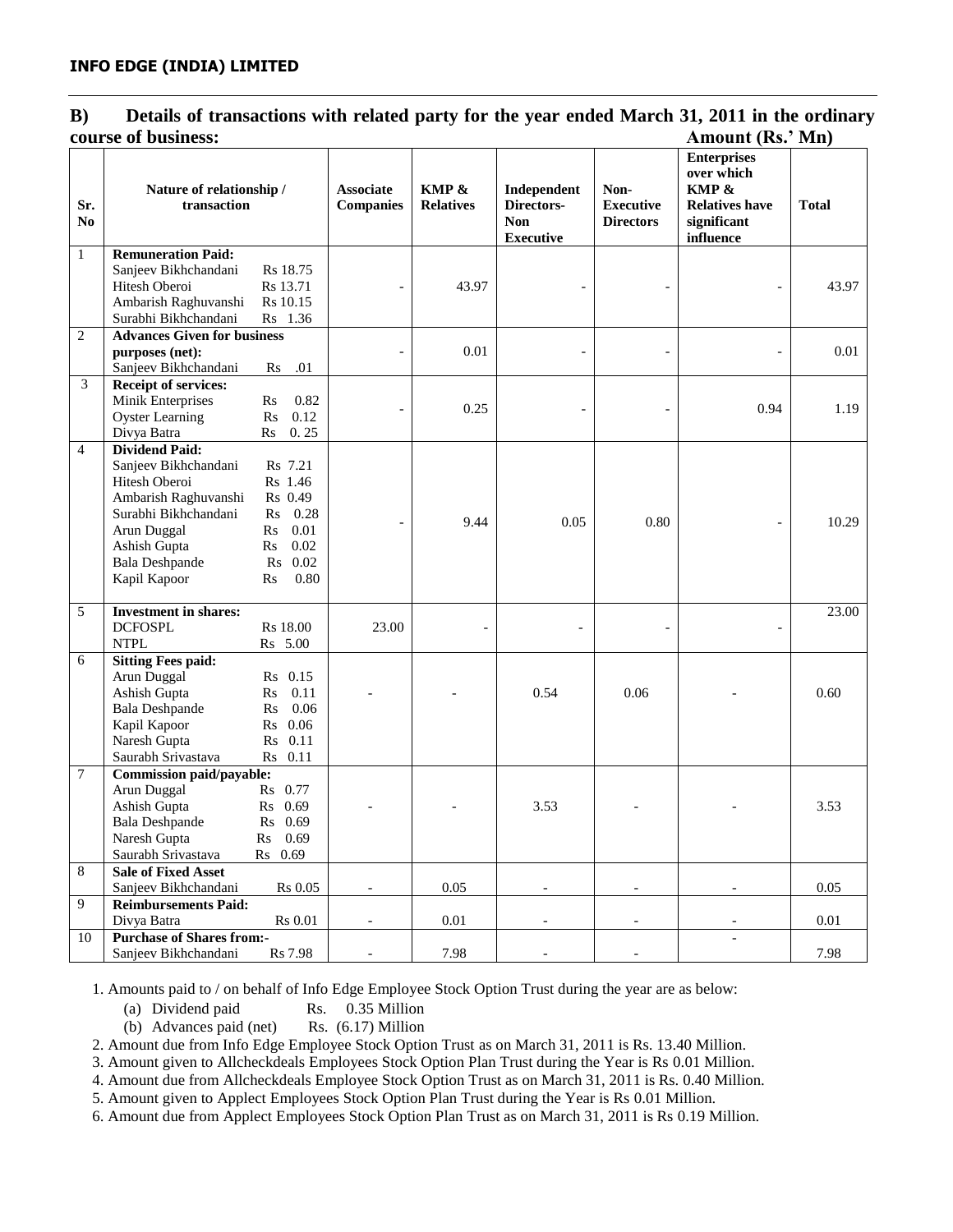**INFO EDGE (INDIA) LIMITED**

**B) Details of transactions with related party for the year ended March 31, 2011 in the ordinary course of business:**

**Amount (Rs.' Mn)**

| Sr. No | Nature of relationship / transaction | Associate Companies | KMP & Relatives | Independent Directors- Non Executive | Non-Executive Directors | Enterprises over which KMP & Relatives have significant influence | Total |
|---|---|---|---|---|---|---|---|
| 1 | **Remuneration Paid:**<br>Sanjeev Bikhchandani Rs 18.75<br>Hitesh Oberoi Rs 13.71<br>Ambarish Raghuvanshi Rs 10.15<br>Surabhi Bikhchandani Rs 1.36 | - | 43.97 | - | - | - | 43.97 |
| 2 | **Advances Given for business purposes (net):**<br>Sanjeev Bikhchandani Rs .01 | - | 0.01 | - | - | - | 0.01 |
| 3 | **Receipt of services:**<br>Minik Enterprises Rs 0.82<br>Oyster Learning Rs 0.12<br>Divya Batra Rs 0. 25 | - | 0.25 | - | - | 0.94 | 1.19 |
| 4 | **Dividend Paid:**<br>Sanjeev Bikhchandani Rs 7.21<br>Hitesh Oberoi Rs 1.46<br>Ambarish Raghuvanshi Rs 0.49<br>Surabhi Bikhchandani Rs 0.28<br>Arun Duggal Rs 0.01<br>Ashish Gupta Rs 0.02<br>Bala Deshpande Rs 0.02<br>Kapil Kapoor Rs 0.80 | - | 9.44 | 0.05 | 0.80 | - | 10.29 |
| 5 | **Investment in shares:**<br>DCFOSPL Rs 18.00<br>NTPL Rs 5.00 | 23.00 | - | - | - | - | 23.00 |
| 6 | **Sitting Fees paid:**<br>Arun Duggal Rs 0.15<br>Ashish Gupta Rs 0.11<br>Bala Deshpande Rs 0.06<br>Kapil Kapoor Rs 0.06<br>Naresh Gupta Rs 0.11<br>Saurabh Srivastava Rs 0.11 | - | - | 0.54 | 0.06 | - | 0.60 |
| 7 | **Commission paid/payable:**<br>Arun Duggal Rs 0.77<br>Ashish Gupta Rs 0.69<br>Bala Deshpande Rs 0.69<br>Naresh Gupta Rs 0.69<br>Saurabh Srivastava Rs 0.69 | - | - | 3.53 | - | - | 3.53 |
| 8 | **Sale of Fixed Asset**<br>Sanjeev Bikhchandani Rs 0.05 | - | 0.05 | - | - | - | 0.05 |
| 9 | **Reimbursements Paid:**<br>Divya Batra Rs 0.01 | - | 0.01 | - | - | - | 0.01 |
| 10 | **Purchase of Shares from:-**<br>Sanjeev Bikhchandani Rs 7.98 | - | 7.98 | - | - | - | 7.98 |

1. Amounts paid to / on behalf of Info Edge Employee Stock Option Trust during the year are as below:
   (a) Dividend paid Rs. 0.35 Million
   (b) Advances paid (net) Rs. (6.17) Million
2. Amount due from Info Edge Employee Stock Option Trust as on March 31, 2011 is Rs. 13.40 Million.
3. Amount given to Allcheckdeals Employees Stock Option Plan Trust during the Year is Rs 0.01 Million.
4. Amount due from Allcheckdeals Employee Stock Option Trust as on March 31, 2011 is Rs. 0.40 Million.
5. Amount given to Applect Employees Stock Option Plan Trust during the Year is Rs 0.01 Million.
6. Amount due from Applect Employees Stock Option Plan Trust as on March 31, 2011 is Rs 0.19 Million.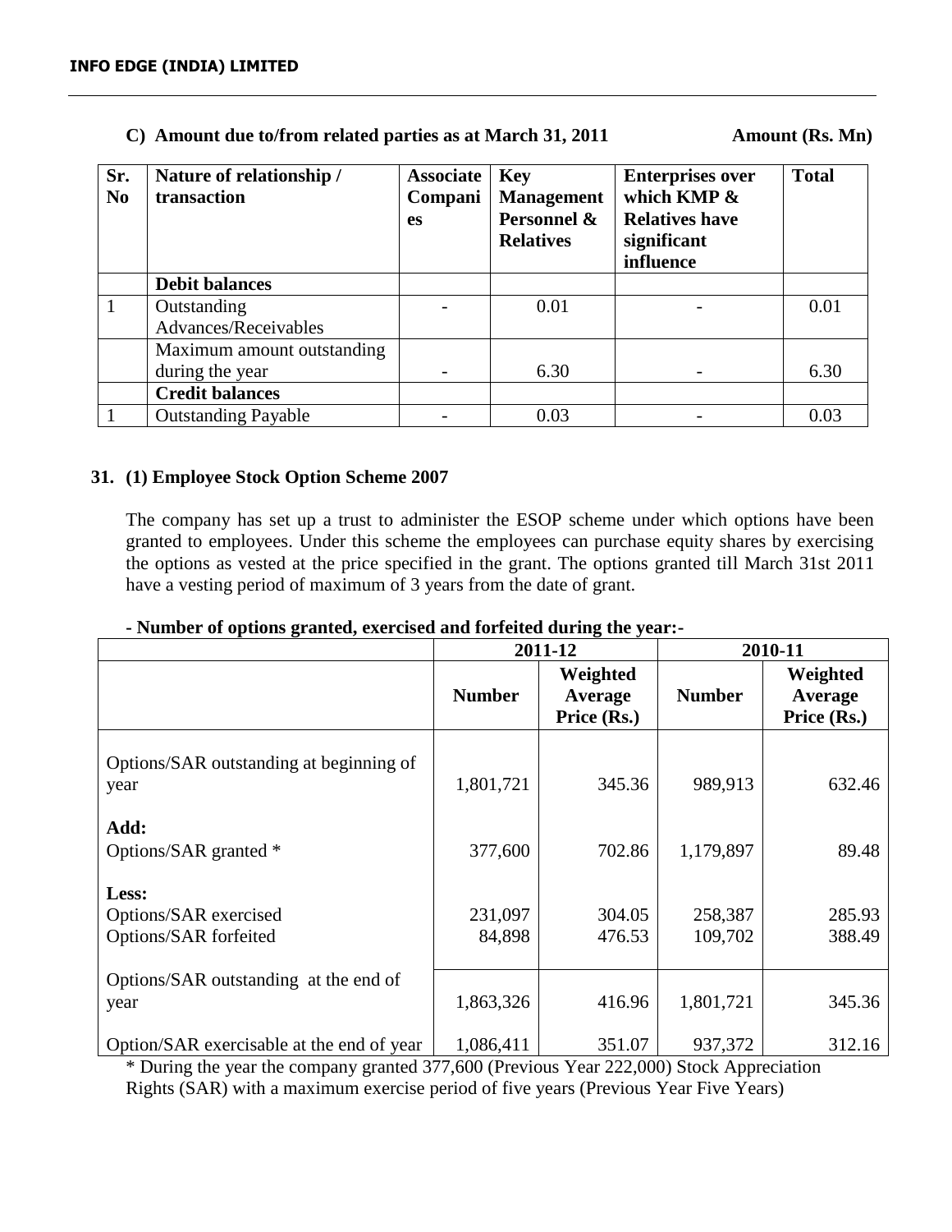**C) Amount due to/from related parties as at March 31, 2011** **Amount (Rs. Mn)**

| Sr. No | Nature of relationship / transaction | Associate Companies | Key Management Personnel & Relatives | Enterprises over which KMP & Relatives have significant influence | Total |
|---|---|---|---|---|---|
| | **Debit balances** | | | | |
| 1 | Outstanding Advances/Receivables | - | 0.01 | - | 0.01 |
| | Maximum amount outstanding during the year | - | 6.30 | - | 6.30 |
| | **Credit balances** | | | | |
| 1 | Outstanding Payable | - | 0.03 | - | 0.03 |

## 31. (1) Employee Stock Option Scheme 2007

The company has set up a trust to administer the ESOP scheme under which options have been granted to employees. Under this scheme the employees can purchase equity shares by exercising the options as vested at the price specified in the grant. The options granted till March 31st 2011 have a vesting period of maximum of 3 years from the date of grant.

**- Number of options granted, exercised and forfeited during the year:-**

| | 2011-12 | | 2010-11 | |
|---|---|---|---|---|
| | **Number** | **Weighted Average Price (Rs.)** | **Number** | **Weighted Average Price (Rs.)** |
| Options/SAR outstanding at beginning of year | 1,801,721 | 345.36 | 989,913 | 632.46 |
| **Add:** | | | | |
| Options/SAR granted * | 377,600 | 702.86 | 1,179,897 | 89.48 |
| **Less:** | | | | |
| Options/SAR exercised | 231,097 | 304.05 | 258,387 | 285.93 |
| Options/SAR forfeited | 84,898 | 476.53 | 109,702 | 388.49 |
| Options/SAR outstanding at the end of year | 1,863,326 | 416.96 | 1,801,721 | 345.36 |
| Option/SAR exercisable at the end of year | 1,086,411 | 351.07 | 937,372 | 312.16 |

* During the year the company granted 377,600 (Previous Year 222,000) Stock Appreciation Rights (SAR) with a maximum exercise period of five years (Previous Year Five Years)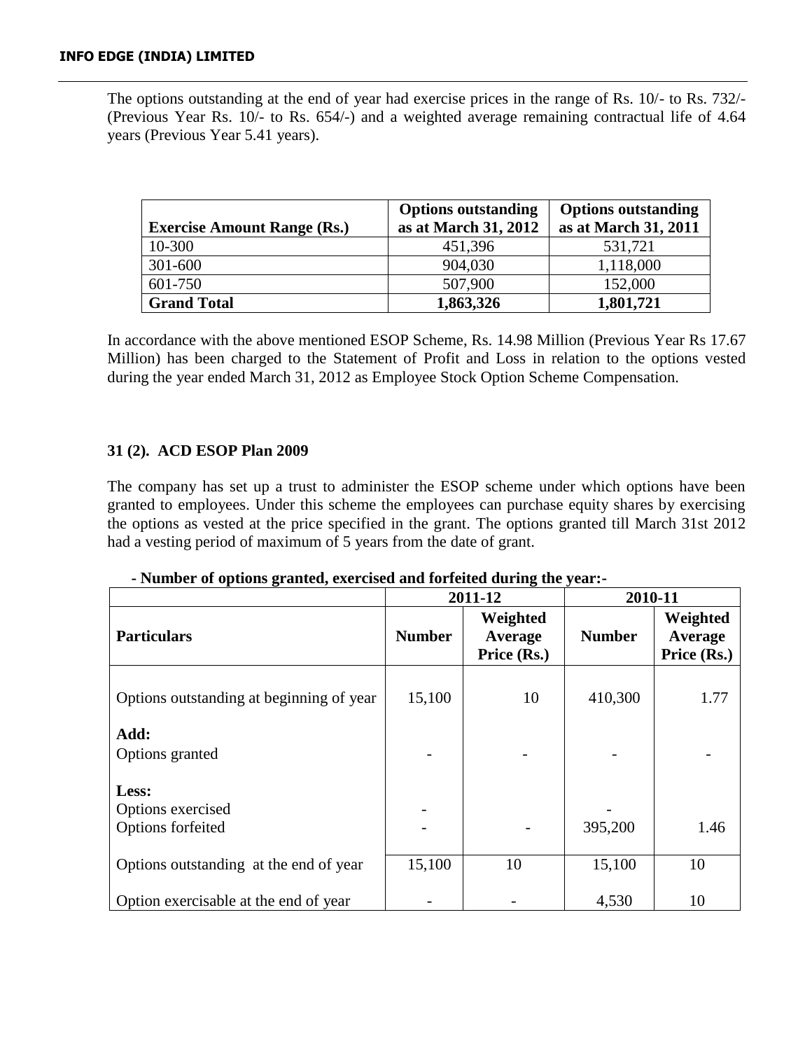The options outstanding at the end of year had exercise prices in the range of Rs. 10/- to Rs. 732/- (Previous Year Rs. 10/- to Rs. 654/-) and a weighted average remaining contractual life of 4.64 years (Previous Year 5.41 years).

| Exercise Amount Range (Rs.) | Options outstanding as at March 31, 2012 | Options outstanding as at March 31, 2011 |
|---|---|---|
| 10-300 | 451,396 | 531,721 |
| 301-600 | 904,030 | 1,118,000 |
| 601-750 | 507,900 | 152,000 |
| **Grand Total** | **1,863,326** | **1,801,721** |

In accordance with the above mentioned ESOP Scheme, Rs. 14.98 Million (Previous Year Rs 17.67 Million) has been charged to the Statement of Profit and Loss in relation to the options vested during the year ended March 31, 2012 as Employee Stock Option Scheme Compensation.

### 31 (2). ACD ESOP Plan 2009

The company has set up a trust to administer the ESOP scheme under which options have been granted to employees. Under this scheme the employees can purchase equity shares by exercising the options as vested at the price specified in the grant. The options granted till March 31st 2012 had a vesting period of maximum of 5 years from the date of grant.

**- Number of options granted, exercised and forfeited during the year:-**

| Particulars | 2011-12 | | 2010-11 | |
|---|---|---|---|---|
| | Number | Weighted Average Price (Rs.) | Number | Weighted Average Price (Rs.) |
| Options outstanding at beginning of year | 15,100 | 10 | 410,300 | 1.77 |
| **Add:** | | | | |
| Options granted | - | - | - | - |
| **Less:** | | | | |
| Options exercised | - | | - | |
| Options forfeited | - | - | 395,200 | 1.46 |
| Options outstanding at the end of year | 15,100 | 10 | 15,100 | 10 |
| Option exercisable at the end of year | - | - | 4,530 | 10 |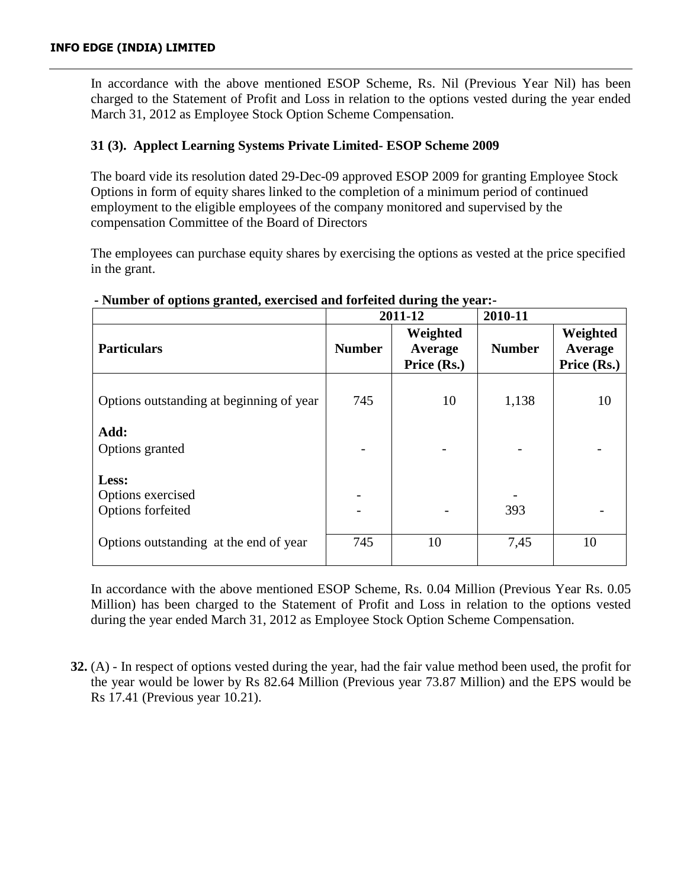In accordance with the above mentioned ESOP Scheme, Rs. Nil (Previous Year Nil) has been charged to the Statement of Profit and Loss in relation to the options vested during the year ended March 31, 2012 as Employee Stock Option Scheme Compensation.

### 31 (3). Applect Learning Systems Private Limited- ESOP Scheme 2009

The board vide its resolution dated 29-Dec-09 approved ESOP 2009 for granting Employee Stock Options in form of equity shares linked to the completion of a minimum period of continued employment to the eligible employees of the company monitored and supervised by the compensation Committee of the Board of Directors

The employees can purchase equity shares by exercising the options as vested at the price specified in the grant.

**- Number of options granted, exercised and forfeited during the year:-**

| | 2011-12 | | 2010-11 | |
|---|---|---|---|---|
| **Particulars** | **Number** | **Weighted Average Price (Rs.)** | **Number** | **Weighted Average Price (Rs.)** |
| Options outstanding at beginning of year | 745 | 10 | 1,138 | 10 |
| **Add:** | | | | |
| Options granted | - | - | - | - |
| **Less:** | | | | |
| Options exercised | - | | - | |
| Options forfeited | - | - | 393 | - |
| Options outstanding at the end of year | 745 | 10 | 7,45 | 10 |

In accordance with the above mentioned ESOP Scheme, Rs. 0.04 Million (Previous Year Rs. 0.05 Million) has been charged to the Statement of Profit and Loss in relation to the options vested during the year ended March 31, 2012 as Employee Stock Option Scheme Compensation.

**32.** (A) - In respect of options vested during the year, had the fair value method been used, the profit for the year would be lower by Rs 82.64 Million (Previous year 73.87 Million) and the EPS would be Rs 17.41 (Previous year 10.21).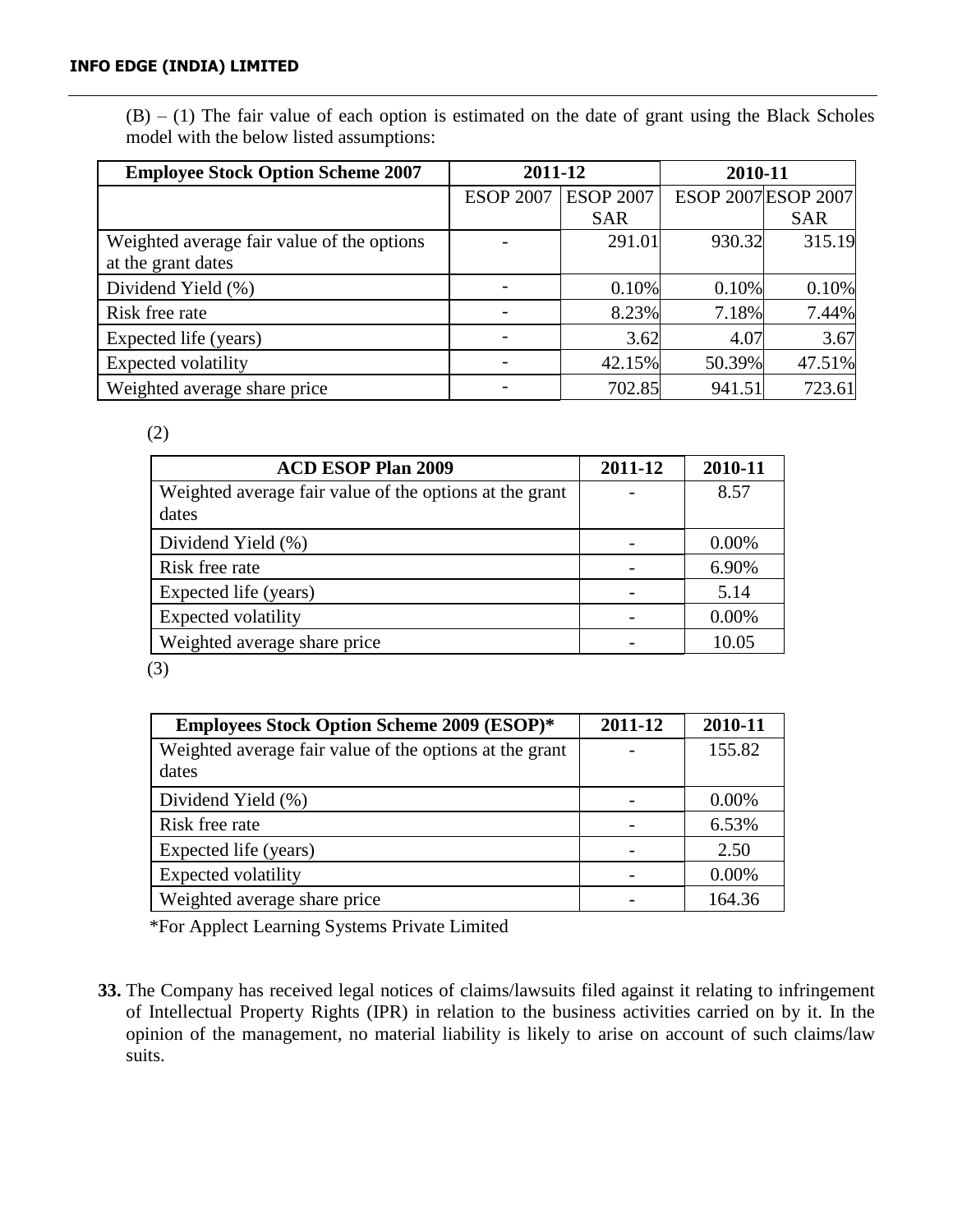(B) – (1) The fair value of each option is estimated on the date of grant using the Black Scholes model with the below listed assumptions:

| Employee Stock Option Scheme 2007 | 2011-12 | | 2010-11 | |
|---|---|---|---|---|
| | ESOP 2007 | ESOP 2007 SAR | ESOP 2007 | ESOP 2007 SAR |
| Weighted average fair value of the options at the grant dates | - | 291.01 | 930.32 | 315.19 |
| Dividend Yield (%) | - | 0.10% | 0.10% | 0.10% |
| Risk free rate | - | 8.23% | 7.18% | 7.44% |
| Expected life (years) | - | 3.62 | 4.07 | 3.67 |
| Expected volatility | - | 42.15% | 50.39% | 47.51% |
| Weighted average share price | - | 702.85 | 941.51 | 723.61 |

(2)

| ACD ESOP Plan 2009 | 2011-12 | 2010-11 |
|---|---|---|
| Weighted average fair value of the options at the grant dates | - | 8.57 |
| Dividend Yield (%) | - | 0.00% |
| Risk free rate | - | 6.90% |
| Expected life (years) | - | 5.14 |
| Expected volatility | - | 0.00% |
| Weighted average share price | - | 10.05 |

(3)

| Employees Stock Option Scheme 2009 (ESOP)* | 2011-12 | 2010-11 |
|---|---|---|
| Weighted average fair value of the options at the grant dates | - | 155.82 |
| Dividend Yield (%) | - | 0.00% |
| Risk free rate | - | 6.53% |
| Expected life (years) | - | 2.50 |
| Expected volatility | - | 0.00% |
| Weighted average share price | - | 164.36 |

*For Applect Learning Systems Private Limited

**33.** The Company has received legal notices of claims/lawsuits filed against it relating to infringement of Intellectual Property Rights (IPR) in relation to the business activities carried on by it. In the opinion of the management, no material liability is likely to arise on account of such claims/law suits.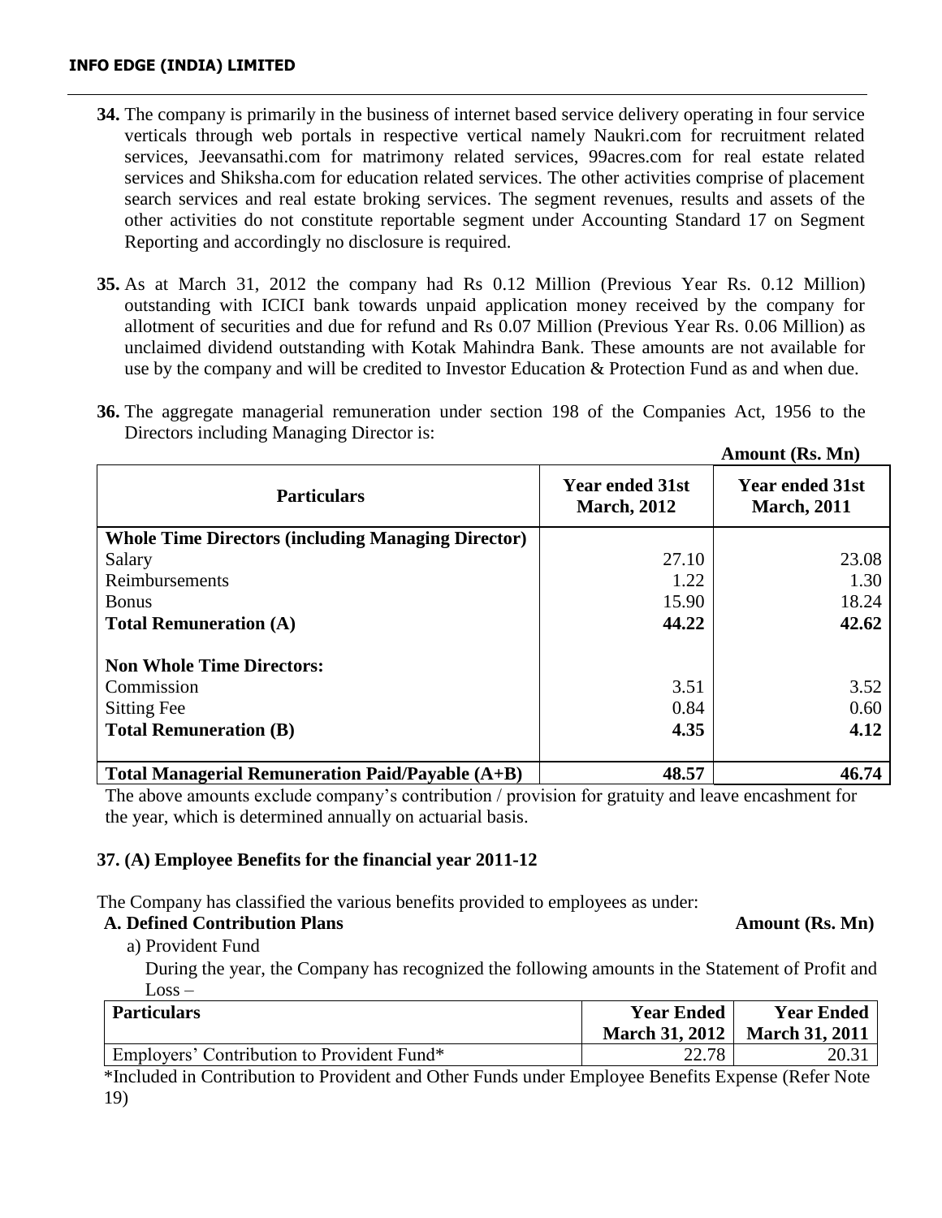**34.** The company is primarily in the business of internet based service delivery operating in four service verticals through web portals in respective vertical namely Naukri.com for recruitment related services, Jeevansathi.com for matrimony related services, 99acres.com for real estate related services and Shiksha.com for education related services. The other activities comprise of placement search services and real estate broking services. The segment revenues, results and assets of the other activities do not constitute reportable segment under Accounting Standard 17 on Segment Reporting and accordingly no disclosure is required.

**35.** As at March 31, 2012 the company had Rs 0.12 Million (Previous Year Rs. 0.12 Million) outstanding with ICICI bank towards unpaid application money received by the company for allotment of securities and due for refund and Rs 0.07 Million (Previous Year Rs. 0.06 Million) as unclaimed dividend outstanding with Kotak Mahindra Bank. These amounts are not available for use by the company and will be credited to Investor Education & Protection Fund as and when due.

**36.** The aggregate managerial remuneration under section 198 of the Companies Act, 1956 to the Directors including Managing Director is:

**Amount (Rs. Mn)**

| Particulars | Year ended 31st March, 2012 | Year ended 31st March, 2011 |
|---|---|---|
| **Whole Time Directors (including Managing Director)** | | |
| Salary | 27.10 | 23.08 |
| Reimbursements | 1.22 | 1.30 |
| Bonus | 15.90 | 18.24 |
| **Total Remuneration (A)** | **44.22** | **42.62** |
| **Non Whole Time Directors:** | | |
| Commission | 3.51 | 3.52 |
| Sitting Fee | 0.84 | 0.60 |
| **Total Remuneration (B)** | **4.35** | **4.12** |
| **Total Managerial Remuneration Paid/Payable (A+B)** | **48.57** | **46.74** |

The above amounts exclude company's contribution / provision for gratuity and leave encashment for the year, which is determined annually on actuarial basis.

**37. (A) Employee Benefits for the financial year 2011-12**

The Company has classified the various benefits provided to employees as under:

**A. Defined Contribution Plans** **Amount (Rs. Mn)**

a) Provident Fund

During the year, the Company has recognized the following amounts in the Statement of Profit and Loss –

| Particulars | Year Ended March 31, 2012 | Year Ended March 31, 2011 |
|---|---|---|
| Employers' Contribution to Provident Fund* | 22.78 | 20.31 |

*Included in Contribution to Provident and Other Funds under Employee Benefits Expense (Refer Note 19)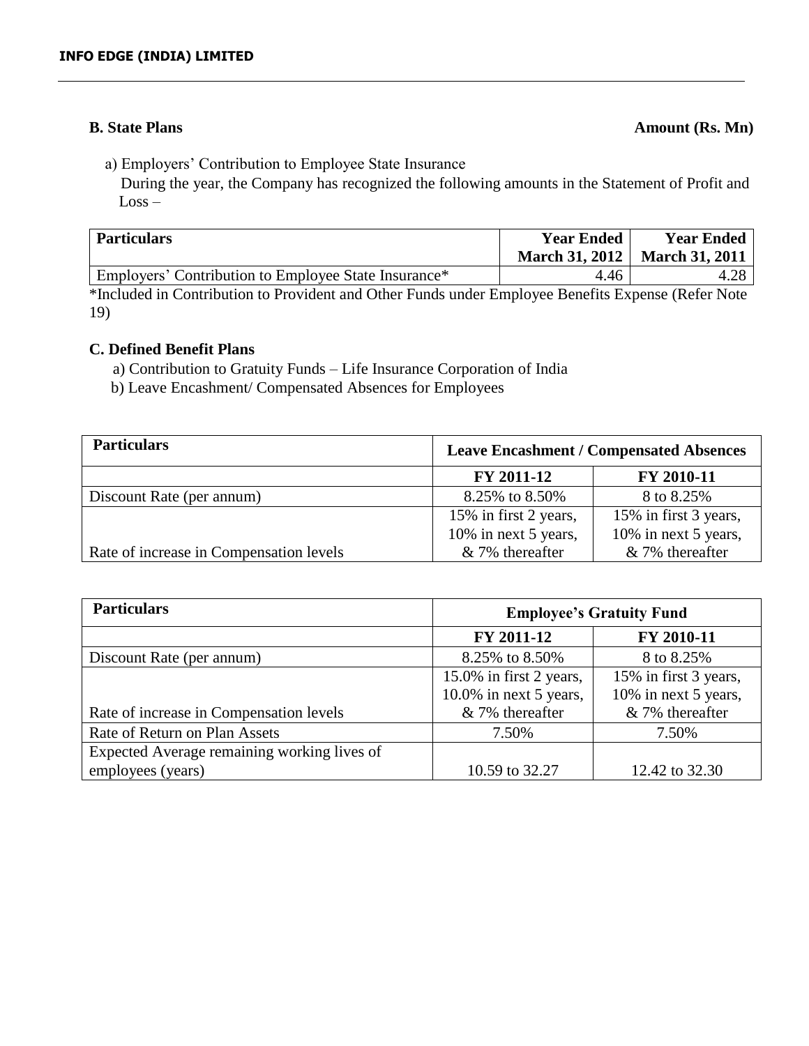**B. State Plans** **Amount (Rs. Mn)**

a) Employers' Contribution to Employee State Insurance

During the year, the Company has recognized the following amounts in the Statement of Profit and Loss –

| Particulars | Year Ended March 31, 2012 | Year Ended March 31, 2011 |
|---|---|---|
| Employers' Contribution to Employee State Insurance* | 4.46 | 4.28 |

*Included in Contribution to Provident and Other Funds under Employee Benefits Expense (Refer Note 19)

**C. Defined Benefit Plans**

a) Contribution to Gratuity Funds – Life Insurance Corporation of India

b) Leave Encashment/ Compensated Absences for Employees

| Particulars | Leave Encashment / Compensated Absences | |
|---|---|---|
| | FY 2011-12 | FY 2010-11 |
| Discount Rate (per annum) | 8.25% to 8.50% | 8 to 8.25% |
| Rate of increase in Compensation levels | 15% in first 2 years, 10% in next 5 years, & 7% thereafter | 15% in first 3 years, 10% in next 5 years, & 7% thereafter |

| Particulars | Employee's Gratuity Fund | |
|---|---|---|
| | FY 2011-12 | FY 2010-11 |
| Discount Rate (per annum) | 8.25% to 8.50% | 8 to 8.25% |
| Rate of increase in Compensation levels | 15.0% in first 2 years, 10.0% in next 5 years, & 7% thereafter | 15% in first 3 years, 10% in next 5 years, & 7% thereafter |
| Rate of Return on Plan Assets | 7.50% | 7.50% |
| Expected Average remaining working lives of employees (years) | 10.59 to 32.27 | 12.42 to 32.30 |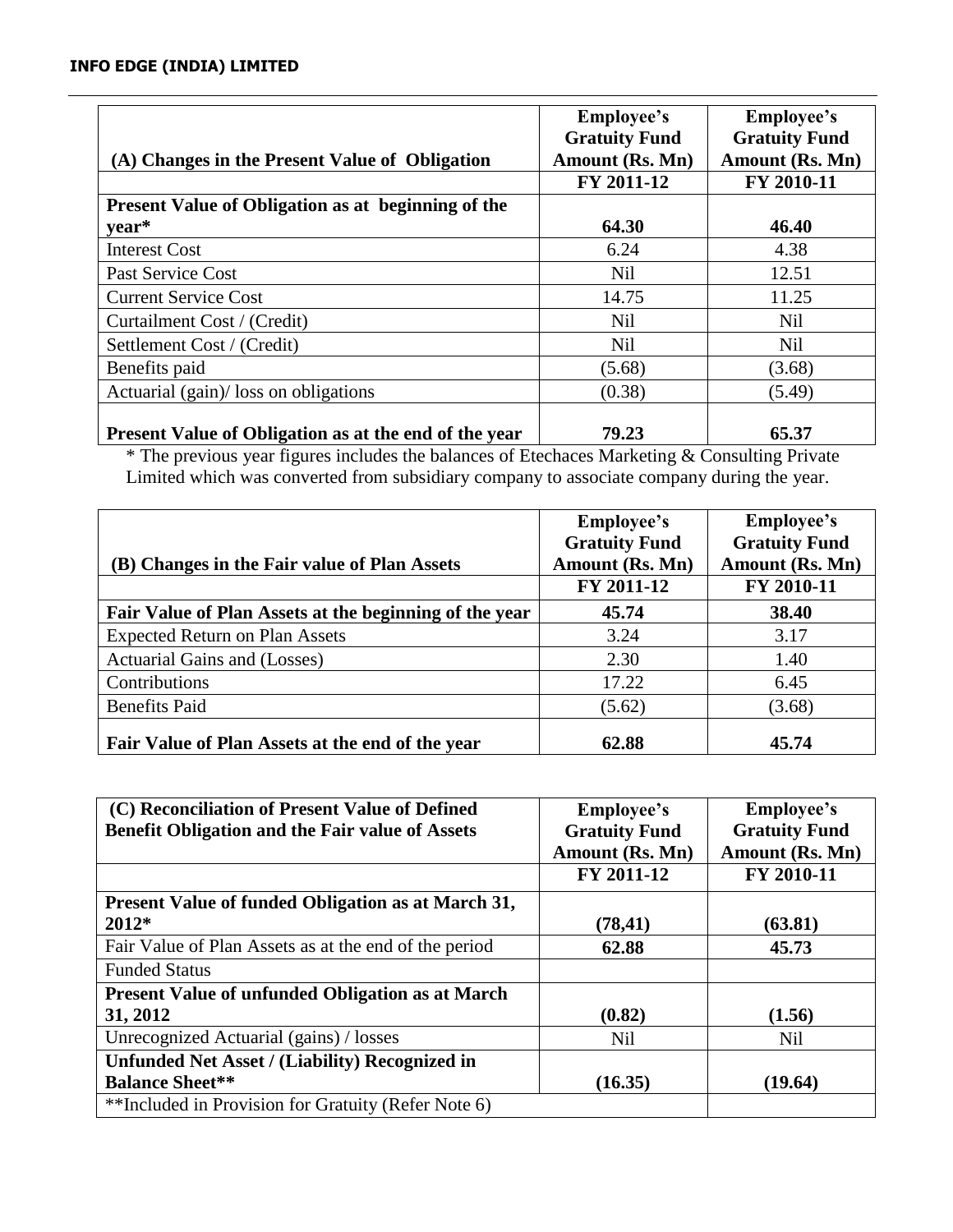| (A) Changes in the Present Value of Obligation | Employee's Gratuity Fund Amount (Rs. Mn) | Employee's Gratuity Fund Amount (Rs. Mn) |
|---|---|---|
| | **FY 2011-12** | **FY 2010-11** |
| **Present Value of Obligation as at beginning of the year*** | **64.30** | **46.40** |
| Interest Cost | 6.24 | 4.38 |
| Past Service Cost | Nil | 12.51 |
| Current Service Cost | 14.75 | 11.25 |
| Curtailment Cost / (Credit) | Nil | Nil |
| Settlement Cost / (Credit) | Nil | Nil |
| Benefits paid | (5.68) | (3.68) |
| Actuarial (gain)/ loss on obligations | (0.38) | (5.49) |
| **Present Value of Obligation as at the end of the year** | **79.23** | **65.37** |

* The previous year figures includes the balances of Etechaces Marketing & Consulting Private Limited which was converted from subsidiary company to associate company during the year.

| (B) Changes in the Fair value of Plan Assets | Employee's Gratuity Fund Amount (Rs. Mn) | Employee's Gratuity Fund Amount (Rs. Mn) |
|---|---|---|
| | **FY 2011-12** | **FY 2010-11** |
| **Fair Value of Plan Assets at the beginning of the year** | **45.74** | **38.40** |
| Expected Return on Plan Assets | 3.24 | 3.17 |
| Actuarial Gains and (Losses) | 2.30 | 1.40 |
| Contributions | 17.22 | 6.45 |
| Benefits Paid | (5.62) | (3.68) |
| **Fair Value of Plan Assets at the end of the year** | **62.88** | **45.74** |

| (C) Reconciliation of Present Value of Defined Benefit Obligation and the Fair value of Assets | Employee's Gratuity Fund Amount (Rs. Mn) | Employee's Gratuity Fund Amount (Rs. Mn) |
|---|---|---|
| | **FY 2011-12** | **FY 2010-11** |
| **Present Value of funded Obligation as at March 31, 2012*** | **(78,41)** | **(63.81)** |
| Fair Value of Plan Assets as at the end of the period | **62.88** | **45.73** |
| Funded Status | | |
| **Present Value of unfunded Obligation as at March 31, 2012** | **(0.82)** | **(1.56)** |
| Unrecognized Actuarial (gains) / losses | Nil | Nil |
| **Unfunded Net Asset / (Liability) Recognized in Balance Sheet**** | **(16.35)** | **(19.64)** |
| **Included in Provision for Gratuity (Refer Note 6) | | |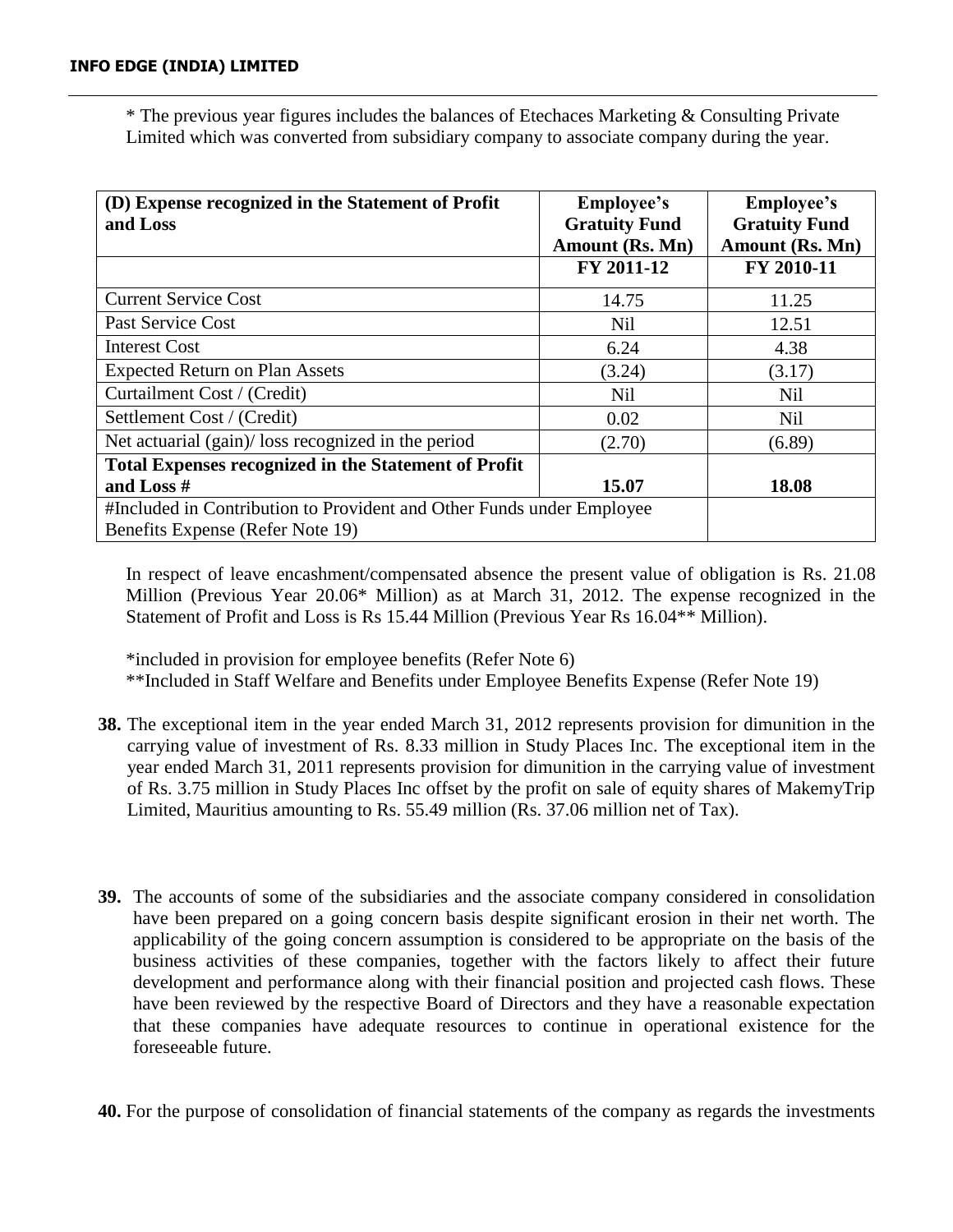\* The previous year figures includes the balances of Etechaces Marketing & Consulting Private Limited which was converted from subsidiary company to associate company during the year.

| (D) Expense recognized in the Statement of Profit and Loss | Employee's Gratuity Fund Amount (Rs. Mn) | Employee's Gratuity Fund Amount (Rs. Mn) |
|---|---|---|
| | FY 2011-12 | FY 2010-11 |
| Current Service Cost | 14.75 | 11.25 |
| Past Service Cost | Nil | 12.51 |
| Interest Cost | 6.24 | 4.38 |
| Expected Return on Plan Assets | (3.24) | (3.17) |
| Curtailment Cost / (Credit) | Nil | Nil |
| Settlement Cost / (Credit) | 0.02 | Nil |
| Net actuarial (gain)/ loss recognized in the period | (2.70) | (6.89) |
| **Total Expenses recognized in the Statement of Profit and Loss #** | **15.07** | **18.08** |
| #Included in Contribution to Provident and Other Funds under Employee Benefits Expense (Refer Note 19) | | |

In respect of leave encashment/compensated absence the present value of obligation is Rs. 21.08 Million (Previous Year 20.06* Million) as at March 31, 2012. The expense recognized in the Statement of Profit and Loss is Rs 15.44 Million (Previous Year Rs 16.04** Million).

*included in provision for employee benefits (Refer Note 6)
**Included in Staff Welfare and Benefits under Employee Benefits Expense (Refer Note 19)

**38.** The exceptional item in the year ended March 31, 2012 represents provision for dimunition in the carrying value of investment of Rs. 8.33 million in Study Places Inc. The exceptional item in the year ended March 31, 2011 represents provision for dimunition in the carrying value of investment of Rs. 3.75 million in Study Places Inc offset by the profit on sale of equity shares of MakemyTrip Limited, Mauritius amounting to Rs. 55.49 million (Rs. 37.06 million net of Tax).

**39.** The accounts of some of the subsidiaries and the associate company considered in consolidation have been prepared on a going concern basis despite significant erosion in their net worth. The applicability of the going concern assumption is considered to be appropriate on the basis of the business activities of these companies, together with the factors likely to affect their future development and performance along with their financial position and projected cash flows. These have been reviewed by the respective Board of Directors and they have a reasonable expectation that these companies have adequate resources to continue in operational existence for the foreseeable future.

**40.** For the purpose of consolidation of financial statements of the company as regards the investments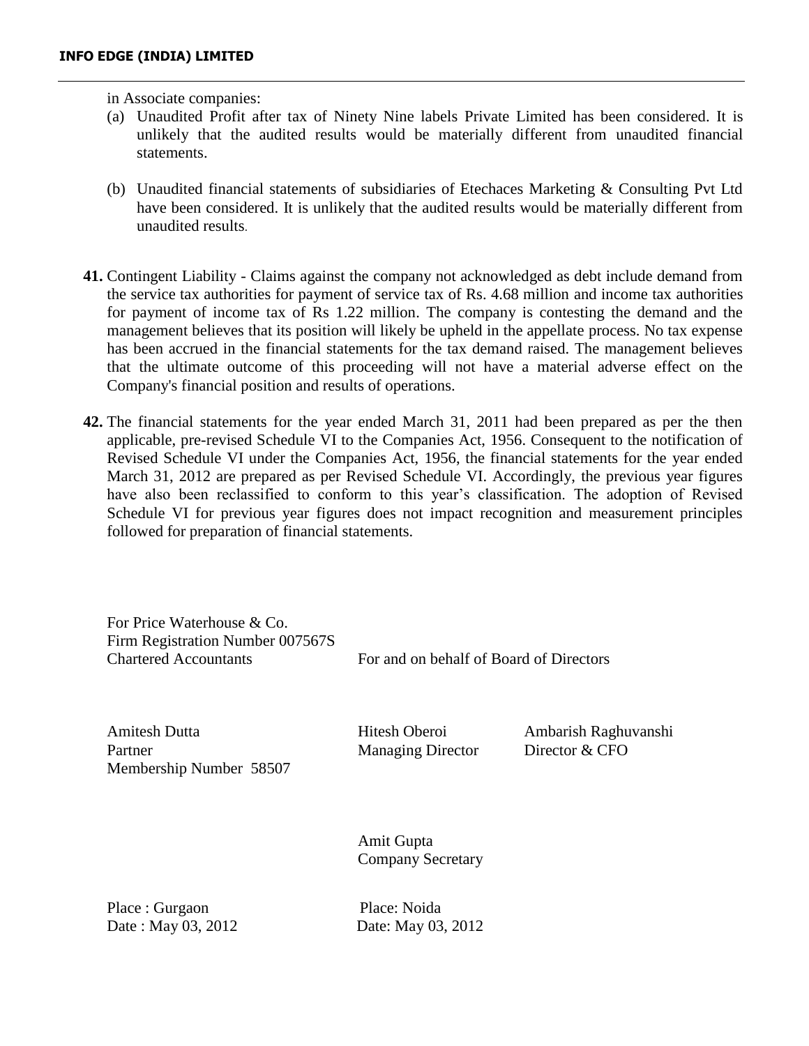in Associate companies:

(a) Unaudited Profit after tax of Ninety Nine labels Private Limited has been considered. It is unlikely that the audited results would be materially different from unaudited financial statements.

(b) Unaudited financial statements of subsidiaries of Etechaces Marketing & Consulting Pvt Ltd have been considered. It is unlikely that the audited results would be materially different from unaudited results.

**41.** Contingent Liability - Claims against the company not acknowledged as debt include demand from the service tax authorities for payment of service tax of Rs. 4.68 million and income tax authorities for payment of income tax of Rs 1.22 million. The company is contesting the demand and the management believes that its position will likely be upheld in the appellate process. No tax expense has been accrued in the financial statements for the tax demand raised. The management believes that the ultimate outcome of this proceeding will not have a material adverse effect on the Company's financial position and results of operations.

**42.** The financial statements for the year ended March 31, 2011 had been prepared as per the then applicable, pre-revised Schedule VI to the Companies Act, 1956. Consequent to the notification of Revised Schedule VI under the Companies Act, 1956, the financial statements for the year ended March 31, 2012 are prepared as per Revised Schedule VI. Accordingly, the previous year figures have also been reclassified to conform to this year's classification. The adoption of Revised Schedule VI for previous year figures does not impact recognition and measurement principles followed for preparation of financial statements.

For Price Waterhouse & Co.
Firm Registration Number 007567S
Chartered Accountants

For and on behalf of Board of Directors

Amitesh Dutta
Partner
Membership Number 58507

Hitesh Oberoi
Managing Director

Ambarish Raghuvanshi
Director & CFO

Amit Gupta
Company Secretary

Place : Gurgaon
Date : May 03, 2012

Place: Noida
Date: May 03, 2012